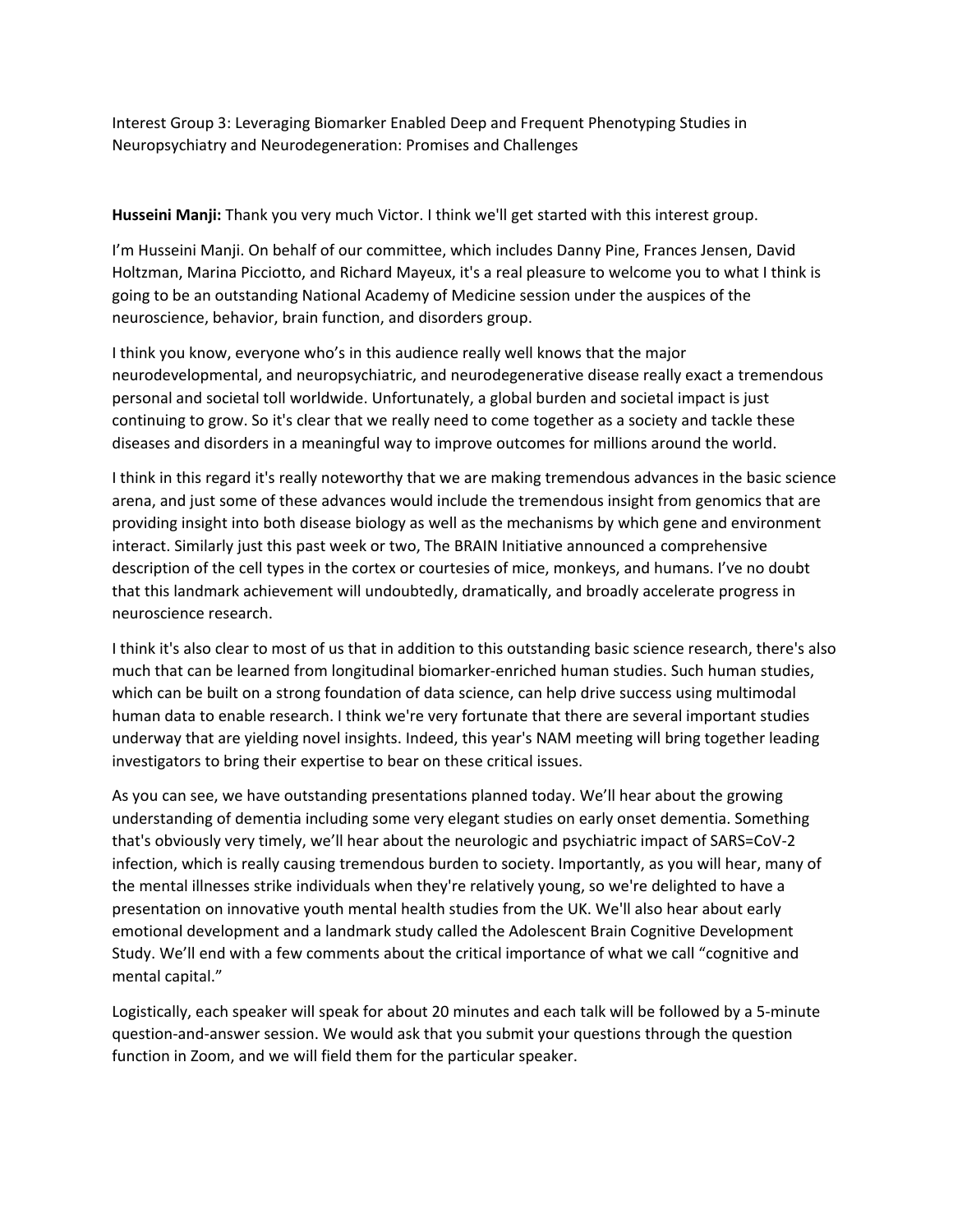Interest Group 3: Leveraging Biomarker Enabled Deep and Frequent Phenotyping Studies in Neuropsychiatry and Neurodegeneration: Promises and Challenges

**Husseini Manji:** Thank you very much Victor. I think we'll get started with this interest group.

I'm Husseini Manji. On behalf of our committee, which includes Danny Pine, Frances Jensen, David Holtzman, Marina Picciotto, and Richard Mayeux, it's a real pleasure to welcome you to what I think is going to be an outstanding National Academy of Medicine session under the auspices of the neuroscience, behavior, brain function, and disorders group.

I think you know, everyone who's in this audience really well knows that the major neurodevelopmental, and neuropsychiatric, and neurodegenerative disease really exact a tremendous personal and societal toll worldwide. Unfortunately, a global burden and societal impact is just continuing to grow. So it's clear that we really need to come together as a society and tackle these diseases and disorders in a meaningful way to improve outcomes for millions around the world.

I think in this regard it's really noteworthy that we are making tremendous advances in the basic science arena, and just some of these advances would include the tremendous insight from genomics that are providing insight into both disease biology as well as the mechanisms by which gene and environment interact. Similarly just this past week or two, The BRAIN Initiative announced a comprehensive description of the cell types in the cortex or courtesies of mice, monkeys, and humans. I've no doubt that this landmark achievement will undoubtedly, dramatically, and broadly accelerate progress in neuroscience research.

I think it's also clear to most of us that in addition to this outstanding basic science research, there's also much that can be learned from longitudinal biomarker-enriched human studies. Such human studies, which can be built on a strong foundation of data science, can help drive success using multimodal human data to enable research. I think we're very fortunate that there are several important studies underway that are yielding novel insights. Indeed, this year's NAM meeting will bring together leading investigators to bring their expertise to bear on these critical issues.

As you can see, we have outstanding presentations planned today. We'll hear about the growing understanding of dementia including some very elegant studies on early onset dementia. Something that's obviously very timely, we'll hear about the neurologic and psychiatric impact of SARS=CoV-2 infection, which is really causing tremendous burden to society. Importantly, as you will hear, many of the mental illnesses strike individuals when they're relatively young, so we're delighted to have a presentation on innovative youth mental health studies from the UK. We'll also hear about early emotional development and a landmark study called the Adolescent Brain Cognitive Development Study. We'll end with a few comments about the critical importance of what we call "cognitive and mental capital."

Logistically, each speaker will speak for about 20 minutes and each talk will be followed by a 5-minute question-and-answer session. We would ask that you submit your questions through the question function in Zoom, and we will field them for the particular speaker.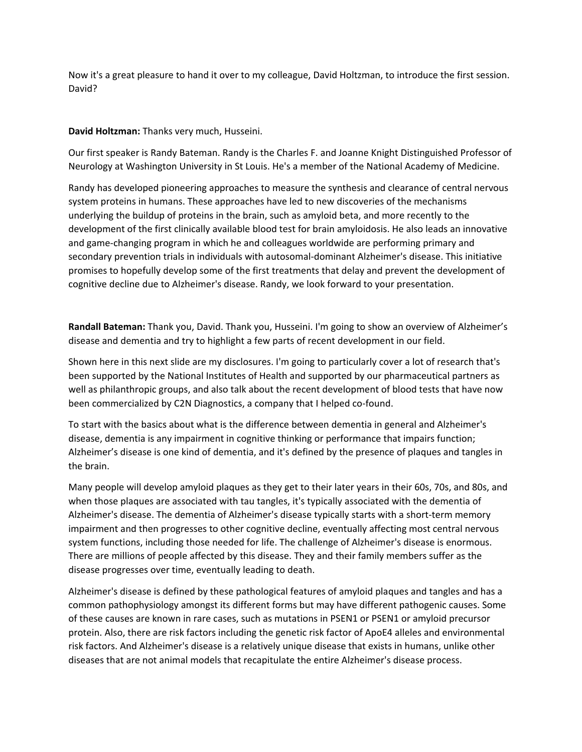Now it's a great pleasure to hand it over to my colleague, David Holtzman, to introduce the first session. David?

**David Holtzman:** Thanks very much, Husseini.

Our first speaker is Randy Bateman. Randy is the Charles F. and Joanne Knight Distinguished Professor of Neurology at Washington University in St Louis. He's a member of the National Academy of Medicine.

Randy has developed pioneering approaches to measure the synthesis and clearance of central nervous system proteins in humans. These approaches have led to new discoveries of the mechanisms underlying the buildup of proteins in the brain, such as amyloid beta, and more recently to the development of the first clinically available blood test for brain amyloidosis. He also leads an innovative and game-changing program in which he and colleagues worldwide are performing primary and secondary prevention trials in individuals with autosomal-dominant Alzheimer's disease. This initiative promises to hopefully develop some of the first treatments that delay and prevent the development of cognitive decline due to Alzheimer's disease. Randy, we look forward to your presentation.

**Randall Bateman:** Thank you, David. Thank you, Husseini. I'm going to show an overview of Alzheimer's disease and dementia and try to highlight a few parts of recent development in our field.

Shown here in this next slide are my disclosures. I'm going to particularly cover a lot of research that's been supported by the National Institutes of Health and supported by our pharmaceutical partners as well as philanthropic groups, and also talk about the recent development of blood tests that have now been commercialized by C2N Diagnostics, a company that I helped co-found.

To start with the basics about what is the difference between dementia in general and Alzheimer's disease, dementia is any impairment in cognitive thinking or performance that impairs function; Alzheimer's disease is one kind of dementia, and it's defined by the presence of plaques and tangles in the brain.

Many people will develop amyloid plaques as they get to their later years in their 60s, 70s, and 80s, and when those plaques are associated with tau tangles, it's typically associated with the dementia of Alzheimer's disease. The dementia of Alzheimer's disease typically starts with a short-term memory impairment and then progresses to other cognitive decline, eventually affecting most central nervous system functions, including those needed for life. The challenge of Alzheimer's disease is enormous. There are millions of people affected by this disease. They and their family members suffer as the disease progresses over time, eventually leading to death.

Alzheimer's disease is defined by these pathological features of amyloid plaques and tangles and has a common pathophysiology amongst its different forms but may have different pathogenic causes. Some of these causes are known in rare cases, such as mutations in PSEN1 or PSEN1 or amyloid precursor protein. Also, there are risk factors including the genetic risk factor of ApoE4 alleles and environmental risk factors. And Alzheimer's disease is a relatively unique disease that exists in humans, unlike other diseases that are not animal models that recapitulate the entire Alzheimer's disease process.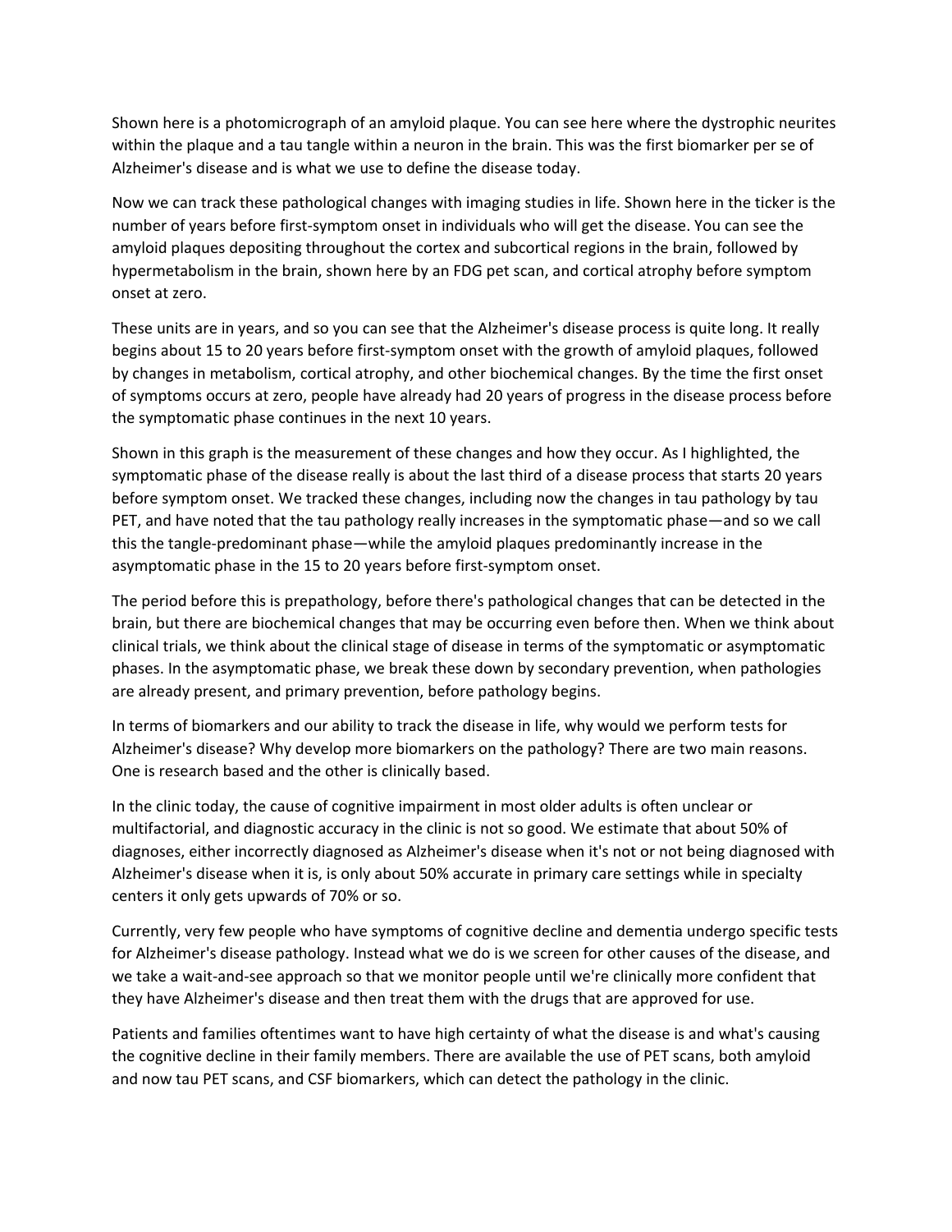Shown here is a photomicrograph of an amyloid plaque. You can see here where the dystrophic neurites within the plaque and a tau tangle within a neuron in the brain. This was the first biomarker per se of Alzheimer's disease and is what we use to define the disease today.

Now we can track these pathological changes with imaging studies in life. Shown here in the ticker is the number of years before first-symptom onset in individuals who will get the disease. You can see the amyloid plaques depositing throughout the cortex and subcortical regions in the brain, followed by hypermetabolism in the brain, shown here by an FDG pet scan, and cortical atrophy before symptom onset at zero.

These units are in years, and so you can see that the Alzheimer's disease process is quite long. It really begins about 15 to 20 years before first-symptom onset with the growth of amyloid plaques, followed by changes in metabolism, cortical atrophy, and other biochemical changes. By the time the first onset of symptoms occurs at zero, people have already had 20 years of progress in the disease process before the symptomatic phase continues in the next 10 years.

Shown in this graph is the measurement of these changes and how they occur. As I highlighted, the symptomatic phase of the disease really is about the last third of a disease process that starts 20 years before symptom onset. We tracked these changes, including now the changes in tau pathology by tau PET, and have noted that the tau pathology really increases in the symptomatic phase—and so we call this the tangle-predominant phase—while the amyloid plaques predominantly increase in the asymptomatic phase in the 15 to 20 years before first-symptom onset.

The period before this is prepathology, before there's pathological changes that can be detected in the brain, but there are biochemical changes that may be occurring even before then. When we think about clinical trials, we think about the clinical stage of disease in terms of the symptomatic or asymptomatic phases. In the asymptomatic phase, we break these down by secondary prevention, when pathologies are already present, and primary prevention, before pathology begins.

In terms of biomarkers and our ability to track the disease in life, why would we perform tests for Alzheimer's disease? Why develop more biomarkers on the pathology? There are two main reasons. One is research based and the other is clinically based.

In the clinic today, the cause of cognitive impairment in most older adults is often unclear or multifactorial, and diagnostic accuracy in the clinic is not so good. We estimate that about 50% of diagnoses, either incorrectly diagnosed as Alzheimer's disease when it's not or not being diagnosed with Alzheimer's disease when it is, is only about 50% accurate in primary care settings while in specialty centers it only gets upwards of 70% or so.

Currently, very few people who have symptoms of cognitive decline and dementia undergo specific tests for Alzheimer's disease pathology. Instead what we do is we screen for other causes of the disease, and we take a wait-and-see approach so that we monitor people until we're clinically more confident that they have Alzheimer's disease and then treat them with the drugs that are approved for use.

Patients and families oftentimes want to have high certainty of what the disease is and what's causing the cognitive decline in their family members. There are available the use of PET scans, both amyloid and now tau PET scans, and CSF biomarkers, which can detect the pathology in the clinic.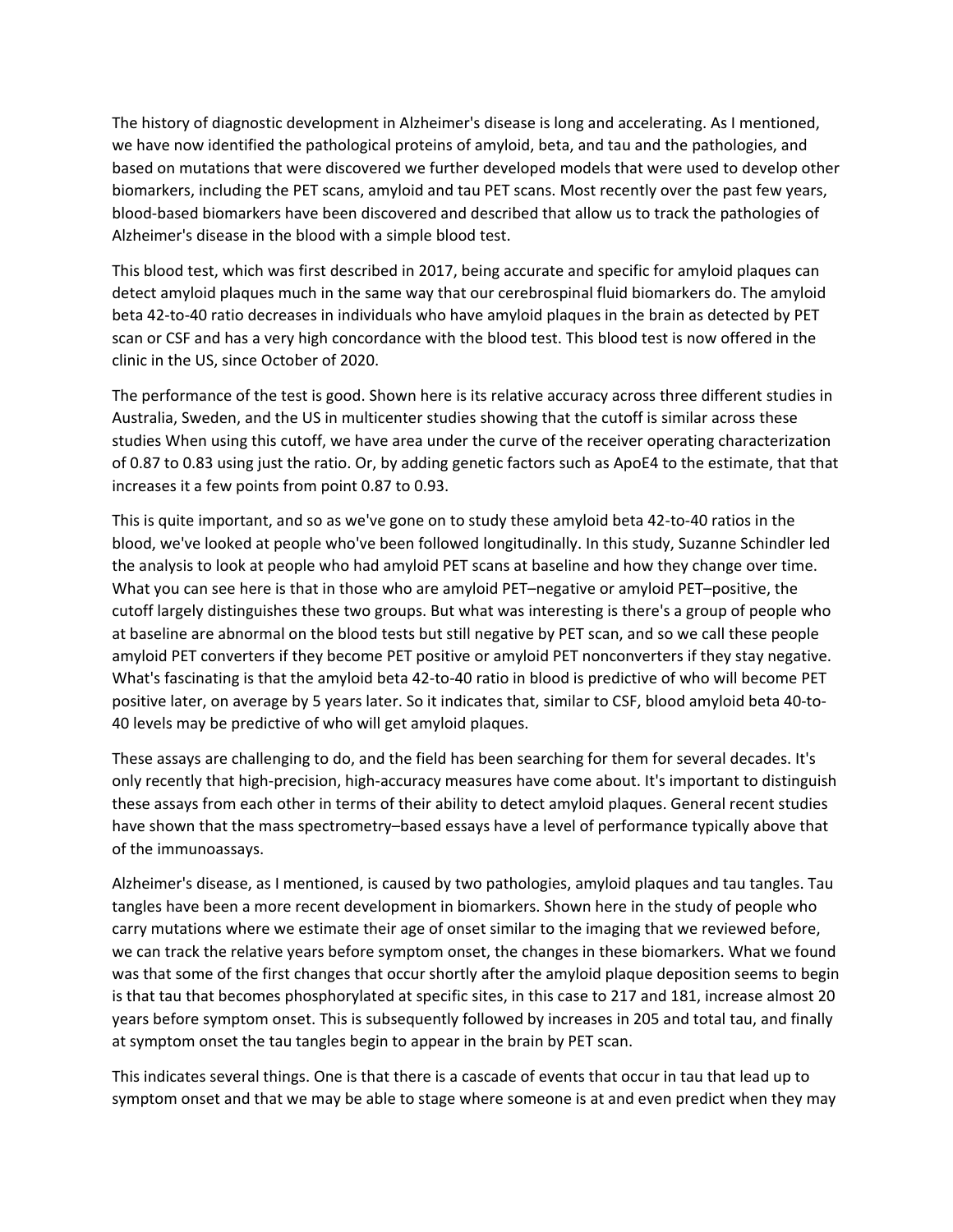The history of diagnostic development in Alzheimer's disease is long and accelerating. As I mentioned, we have now identified the pathological proteins of amyloid, beta, and tau and the pathologies, and based on mutations that were discovered we further developed models that were used to develop other biomarkers, including the PET scans, amyloid and tau PET scans. Most recently over the past few years, blood-based biomarkers have been discovered and described that allow us to track the pathologies of Alzheimer's disease in the blood with a simple blood test.

This blood test, which was first described in 2017, being accurate and specific for amyloid plaques can detect amyloid plaques much in the same way that our cerebrospinal fluid biomarkers do. The amyloid beta 42-to-40 ratio decreases in individuals who have amyloid plaques in the brain as detected by PET scan or CSF and has a very high concordance with the blood test. This blood test is now offered in the clinic in the US, since October of 2020.

The performance of the test is good. Shown here is its relative accuracy across three different studies in Australia, Sweden, and the US in multicenter studies showing that the cutoff is similar across these studies When using this cutoff, we have area under the curve of the receiver operating characterization of 0.87 to 0.83 using just the ratio. Or, by adding genetic factors such as ApoE4 to the estimate, that that increases it a few points from point 0.87 to 0.93.

This is quite important, and so as we've gone on to study these amyloid beta 42-to-40 ratios in the blood, we've looked at people who've been followed longitudinally. In this study, Suzanne Schindler led the analysis to look at people who had amyloid PET scans at baseline and how they change over time. What you can see here is that in those who are amyloid PET–negative or amyloid PET–positive, the cutoff largely distinguishes these two groups. But what was interesting is there's a group of people who at baseline are abnormal on the blood tests but still negative by PET scan, and so we call these people amyloid PET converters if they become PET positive or amyloid PET nonconverters if they stay negative. What's fascinating is that the amyloid beta 42-to-40 ratio in blood is predictive of who will become PET positive later, on average by 5 years later. So it indicates that, similar to CSF, blood amyloid beta 40-to-40 levels may be predictive of who will get amyloid plaques.

These assays are challenging to do, and the field has been searching for them for several decades. It's only recently that high-precision, high-accuracy measures have come about. It's important to distinguish these assays from each other in terms of their ability to detect amyloid plaques. General recent studies have shown that the mass spectrometry–based essays have a level of performance typically above that of the immunoassays.

Alzheimer's disease, as I mentioned, is caused by two pathologies, amyloid plaques and tau tangles. Tau tangles have been a more recent development in biomarkers. Shown here in the study of people who carry mutations where we estimate their age of onset similar to the imaging that we reviewed before, we can track the relative years before symptom onset, the changes in these biomarkers. What we found was that some of the first changes that occur shortly after the amyloid plaque deposition seems to begin is that tau that becomes phosphorylated at specific sites, in this case to 217 and 181, increase almost 20 years before symptom onset. This is subsequently followed by increases in 205 and total tau, and finally at symptom onset the tau tangles begin to appear in the brain by PET scan.

This indicates several things. One is that there is a cascade of events that occur in tau that lead up to symptom onset and that we may be able to stage where someone is at and even predict when they may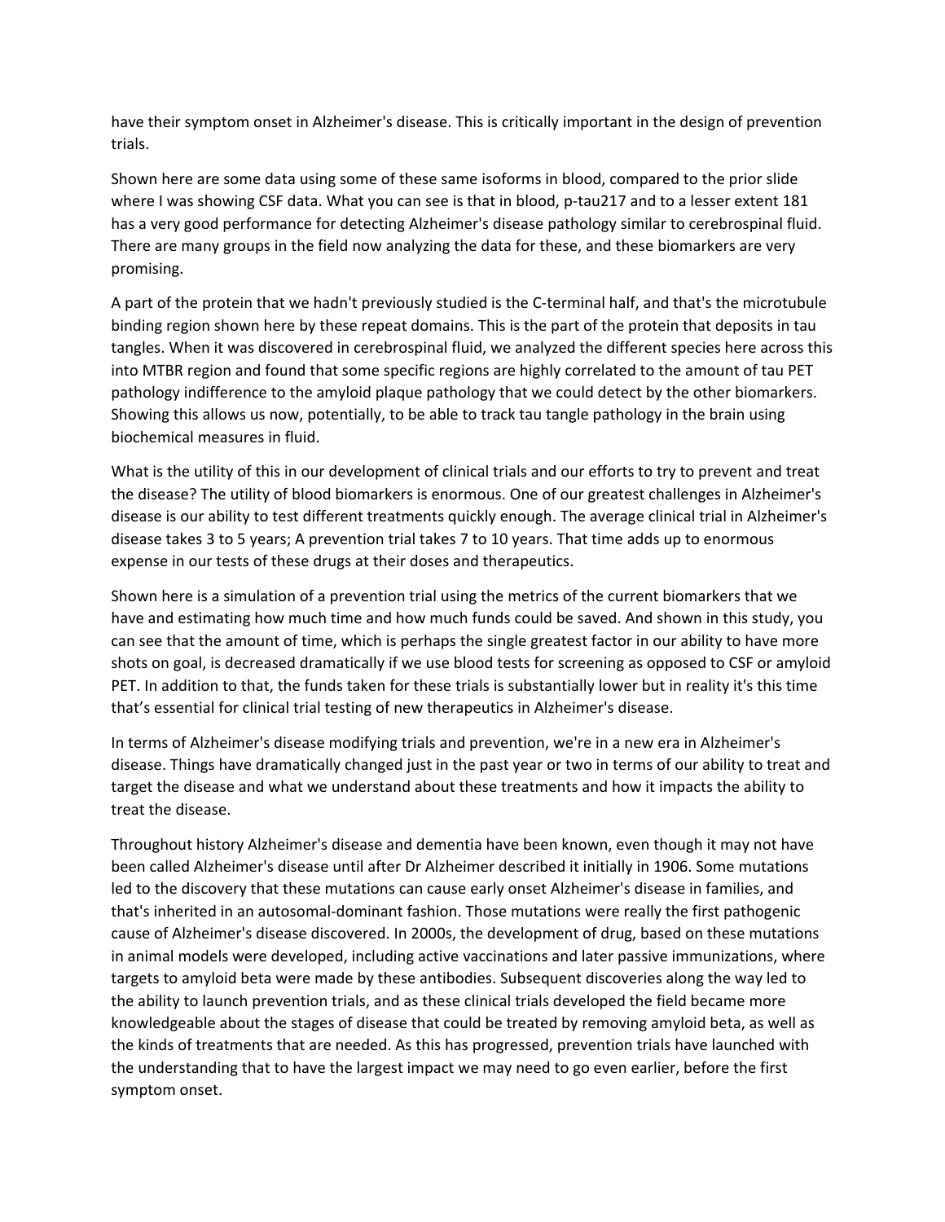have their symptom onset in Alzheimer's disease. This is critically important in the design of prevention trials.

Shown here are some data using some of these same isoforms in blood, compared to the prior slide where I was showing CSF data. What you can see is that in blood, p-tau217 and to a lesser extent 181 has a very good performance for detecting Alzheimer's disease pathology similar to cerebrospinal fluid. There are many groups in the field now analyzing the data for these, and these biomarkers are very promising.

A part of the protein that we hadn't previously studied is the C-terminal half, and that's the microtubule binding region shown here by these repeat domains. This is the part of the protein that deposits in tau tangles. When it was discovered in cerebrospinal fluid, we analyzed the different species here across this into MTBR region and found that some specific regions are highly correlated to the amount of tau PET pathology indifference to the amyloid plaque pathology that we could detect by the other biomarkers. Showing this allows us now, potentially, to be able to track tau tangle pathology in the brain using biochemical measures in fluid.

What is the utility of this in our development of clinical trials and our efforts to try to prevent and treat the disease? The utility of blood biomarkers is enormous. One of our greatest challenges in Alzheimer's disease is our ability to test different treatments quickly enough. The average clinical trial in Alzheimer's disease takes 3 to 5 years; A prevention trial takes 7 to 10 years. That time adds up to enormous expense in our tests of these drugs at their doses and therapeutics.

Shown here is a simulation of a prevention trial using the metrics of the current biomarkers that we have and estimating how much time and how much funds could be saved. And shown in this study, you can see that the amount of time, which is perhaps the single greatest factor in our ability to have more shots on goal, is decreased dramatically if we use blood tests for screening as opposed to CSF or amyloid PET. In addition to that, the funds taken for these trials is substantially lower but in reality it's this time that's essential for clinical trial testing of new therapeutics in Alzheimer's disease.

In terms of Alzheimer's disease modifying trials and prevention, we're in a new era in Alzheimer's disease. Things have dramatically changed just in the past year or two in terms of our ability to treat and target the disease and what we understand about these treatments and how it impacts the ability to treat the disease.

Throughout history Alzheimer's disease and dementia have been known, even though it may not have been called Alzheimer's disease until after Dr Alzheimer described it initially in 1906. Some mutations led to the discovery that these mutations can cause early onset Alzheimer's disease in families, and that's inherited in an autosomal-dominant fashion. Those mutations were really the first pathogenic cause of Alzheimer's disease discovered. In 2000s, the development of drug, based on these mutations in animal models were developed, including active vaccinations and later passive immunizations, where targets to amyloid beta were made by these antibodies. Subsequent discoveries along the way led to the ability to launch prevention trials, and as these clinical trials developed the field became more knowledgeable about the stages of disease that could be treated by removing amyloid beta, as well as the kinds of treatments that are needed. As this has progressed, prevention trials have launched with the understanding that to have the largest impact we may need to go even earlier, before the first symptom onset.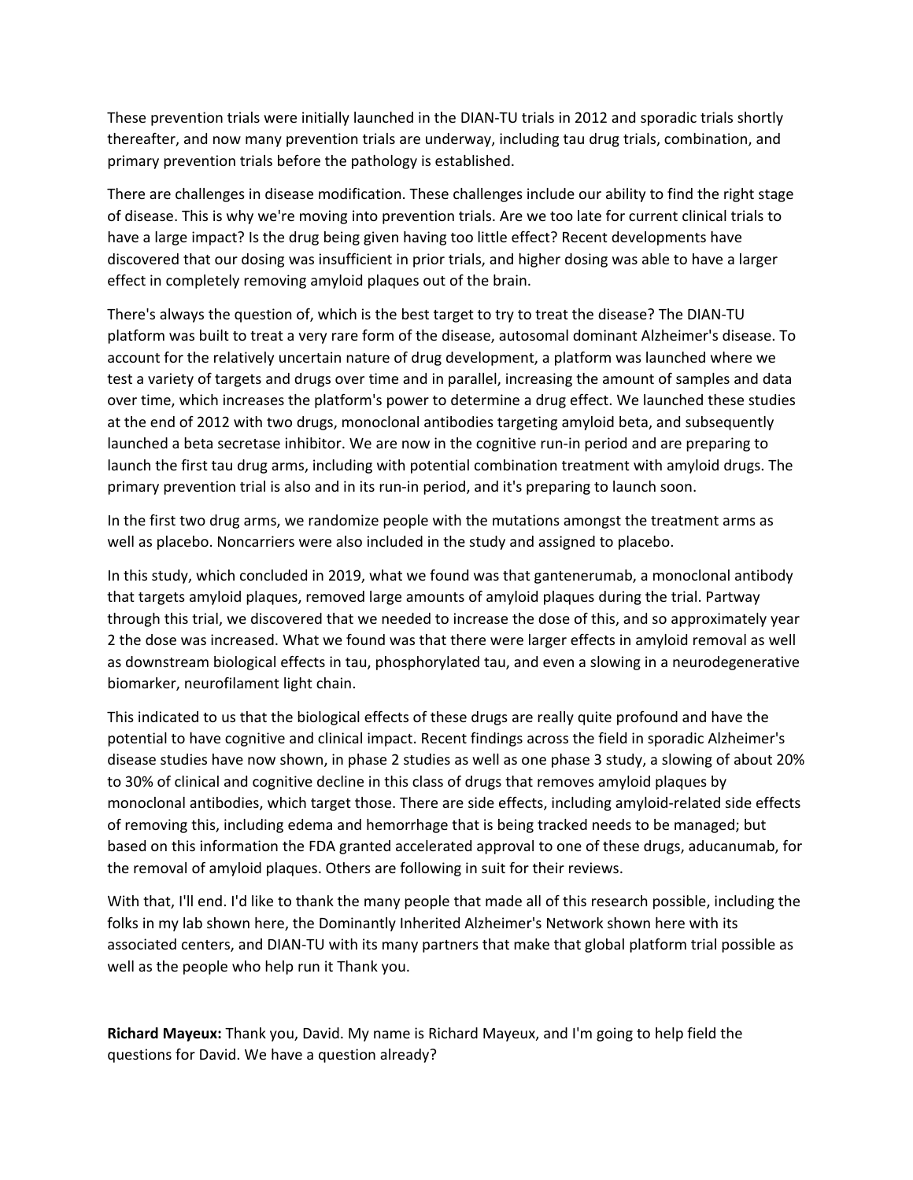These prevention trials were initially launched in the DIAN-TU trials in 2012 and sporadic trials shortly thereafter, and now many prevention trials are underway, including tau drug trials, combination, and primary prevention trials before the pathology is established.

There are challenges in disease modification. These challenges include our ability to find the right stage of disease. This is why we're moving into prevention trials. Are we too late for current clinical trials to have a large impact? Is the drug being given having too little effect? Recent developments have discovered that our dosing was insufficient in prior trials, and higher dosing was able to have a larger effect in completely removing amyloid plaques out of the brain.

There's always the question of, which is the best target to try to treat the disease? The DIAN-TU platform was built to treat a very rare form of the disease, autosomal dominant Alzheimer's disease. To account for the relatively uncertain nature of drug development, a platform was launched where we test a variety of targets and drugs over time and in parallel, increasing the amount of samples and data over time, which increases the platform's power to determine a drug effect. We launched these studies at the end of 2012 with two drugs, monoclonal antibodies targeting amyloid beta, and subsequently launched a beta secretase inhibitor. We are now in the cognitive run-in period and are preparing to launch the first tau drug arms, including with potential combination treatment with amyloid drugs. The primary prevention trial is also and in its run-in period, and it's preparing to launch soon.

In the first two drug arms, we randomize people with the mutations amongst the treatment arms as well as placebo. Noncarriers were also included in the study and assigned to placebo.

In this study, which concluded in 2019, what we found was that gantenerumab, a monoclonal antibody that targets amyloid plaques, removed large amounts of amyloid plaques during the trial. Partway through this trial, we discovered that we needed to increase the dose of this, and so approximately year 2 the dose was increased. What we found was that there were larger effects in amyloid removal as well as downstream biological effects in tau, phosphorylated tau, and even a slowing in a neurodegenerative biomarker, neurofilament light chain.

This indicated to us that the biological effects of these drugs are really quite profound and have the potential to have cognitive and clinical impact. Recent findings across the field in sporadic Alzheimer's disease studies have now shown, in phase 2 studies as well as one phase 3 study, a slowing of about 20% to 30% of clinical and cognitive decline in this class of drugs that removes amyloid plaques by monoclonal antibodies, which target those. There are side effects, including amyloid-related side effects of removing this, including edema and hemorrhage that is being tracked needs to be managed; but based on this information the FDA granted accelerated approval to one of these drugs, aducanumab, for the removal of amyloid plaques. Others are following in suit for their reviews.

With that, I'll end. I'd like to thank the many people that made all of this research possible, including the folks in my lab shown here, the Dominantly Inherited Alzheimer's Network shown here with its associated centers, and DIAN-TU with its many partners that make that global platform trial possible as well as the people who help run it Thank you.

**Richard Mayeux:** Thank you, David. My name is Richard Mayeux, and I'm going to help field the questions for David. We have a question already?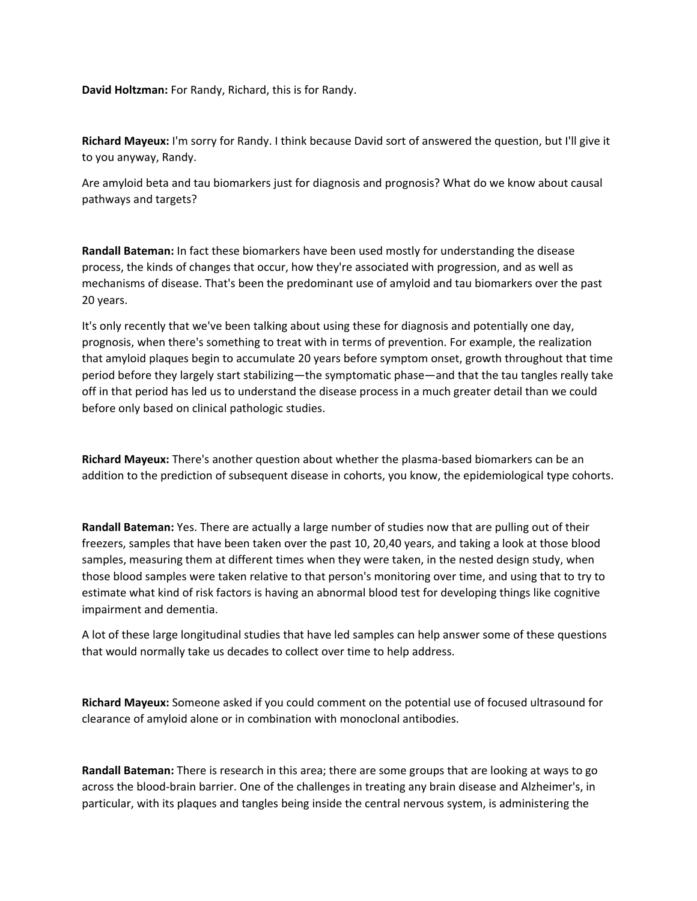**David Holtzman:** For Randy, Richard, this is for Randy.

**Richard Mayeux:** I'm sorry for Randy. I think because David sort of answered the question, but I'll give it to you anyway, Randy.

Are amyloid beta and tau biomarkers just for diagnosis and prognosis? What do we know about causal pathways and targets?

**Randall Bateman:** In fact these biomarkers have been used mostly for understanding the disease process, the kinds of changes that occur, how they're associated with progression, and as well as mechanisms of disease. That's been the predominant use of amyloid and tau biomarkers over the past 20 years.

It's only recently that we've been talking about using these for diagnosis and potentially one day, prognosis, when there's something to treat with in terms of prevention. For example, the realization that amyloid plaques begin to accumulate 20 years before symptom onset, growth throughout that time period before they largely start stabilizing—the symptomatic phase—and that the tau tangles really take off in that period has led us to understand the disease process in a much greater detail than we could before only based on clinical pathologic studies.

**Richard Mayeux:** There's another question about whether the plasma-based biomarkers can be an addition to the prediction of subsequent disease in cohorts, you know, the epidemiological type cohorts.

**Randall Bateman:** Yes. There are actually a large number of studies now that are pulling out of their freezers, samples that have been taken over the past 10, 20,40 years, and taking a look at those blood samples, measuring them at different times when they were taken, in the nested design study, when those blood samples were taken relative to that person's monitoring over time, and using that to try to estimate what kind of risk factors is having an abnormal blood test for developing things like cognitive impairment and dementia.

A lot of these large longitudinal studies that have led samples can help answer some of these questions that would normally take us decades to collect over time to help address.

**Richard Mayeux:** Someone asked if you could comment on the potential use of focused ultrasound for clearance of amyloid alone or in combination with monoclonal antibodies.

**Randall Bateman:** There is research in this area; there are some groups that are looking at ways to go across the blood-brain barrier. One of the challenges in treating any brain disease and Alzheimer's, in particular, with its plaques and tangles being inside the central nervous system, is administering the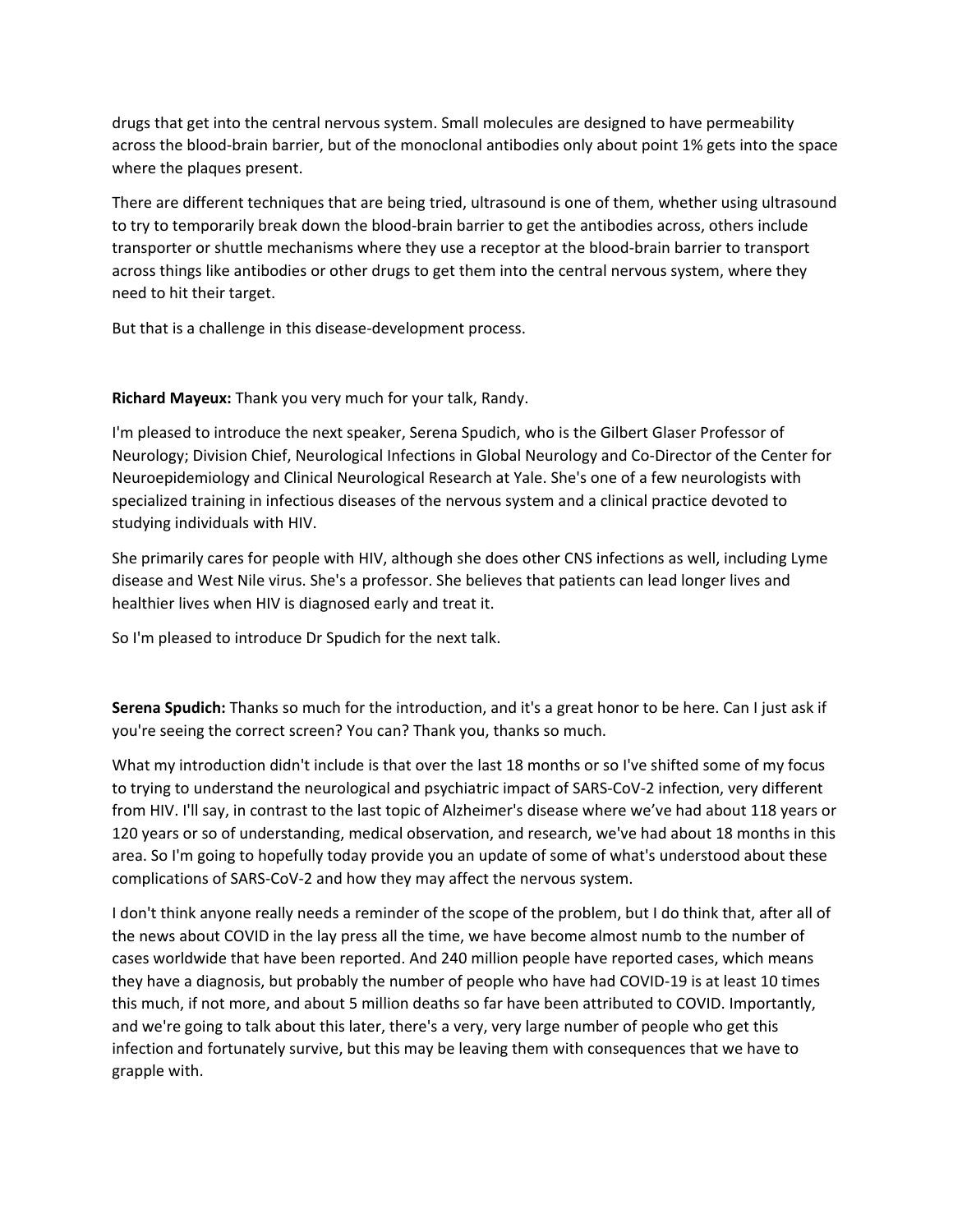drugs that get into the central nervous system. Small molecules are designed to have permeability across the blood-brain barrier, but of the monoclonal antibodies only about point 1% gets into the space where the plaques present.

There are different techniques that are being tried, ultrasound is one of them, whether using ultrasound to try to temporarily break down the blood-brain barrier to get the antibodies across, others include transporter or shuttle mechanisms where they use a receptor at the blood-brain barrier to transport across things like antibodies or other drugs to get them into the central nervous system, where they need to hit their target.

But that is a challenge in this disease-development process.

**Richard Mayeux:** Thank you very much for your talk, Randy.

I'm pleased to introduce the next speaker, Serena Spudich, who is the Gilbert Glaser Professor of Neurology; Division Chief, Neurological Infections in Global Neurology and Co-Director of the Center for Neuroepidemiology and Clinical Neurological Research at Yale. She's one of a few neurologists with specialized training in infectious diseases of the nervous system and a clinical practice devoted to studying individuals with HIV.

She primarily cares for people with HIV, although she does other CNS infections as well, including Lyme disease and West Nile virus. She's a professor. She believes that patients can lead longer lives and healthier lives when HIV is diagnosed early and treat it.

So I'm pleased to introduce Dr Spudich for the next talk.

**Serena Spudich:** Thanks so much for the introduction, and it's a great honor to be here. Can I just ask if you're seeing the correct screen? You can? Thank you, thanks so much.

What my introduction didn't include is that over the last 18 months or so I've shifted some of my focus to trying to understand the neurological and psychiatric impact of SARS-CoV-2 infection, very different from HIV. I'll say, in contrast to the last topic of Alzheimer's disease where we've had about 118 years or 120 years or so of understanding, medical observation, and research, we've had about 18 months in this area. So I'm going to hopefully today provide you an update of some of what's understood about these complications of SARS-CoV-2 and how they may affect the nervous system.

I don't think anyone really needs a reminder of the scope of the problem, but I do think that, after all of the news about COVID in the lay press all the time, we have become almost numb to the number of cases worldwide that have been reported. And 240 million people have reported cases, which means they have a diagnosis, but probably the number of people who have had COVID-19 is at least 10 times this much, if not more, and about 5 million deaths so far have been attributed to COVID. Importantly, and we're going to talk about this later, there's a very, very large number of people who get this infection and fortunately survive, but this may be leaving them with consequences that we have to grapple with.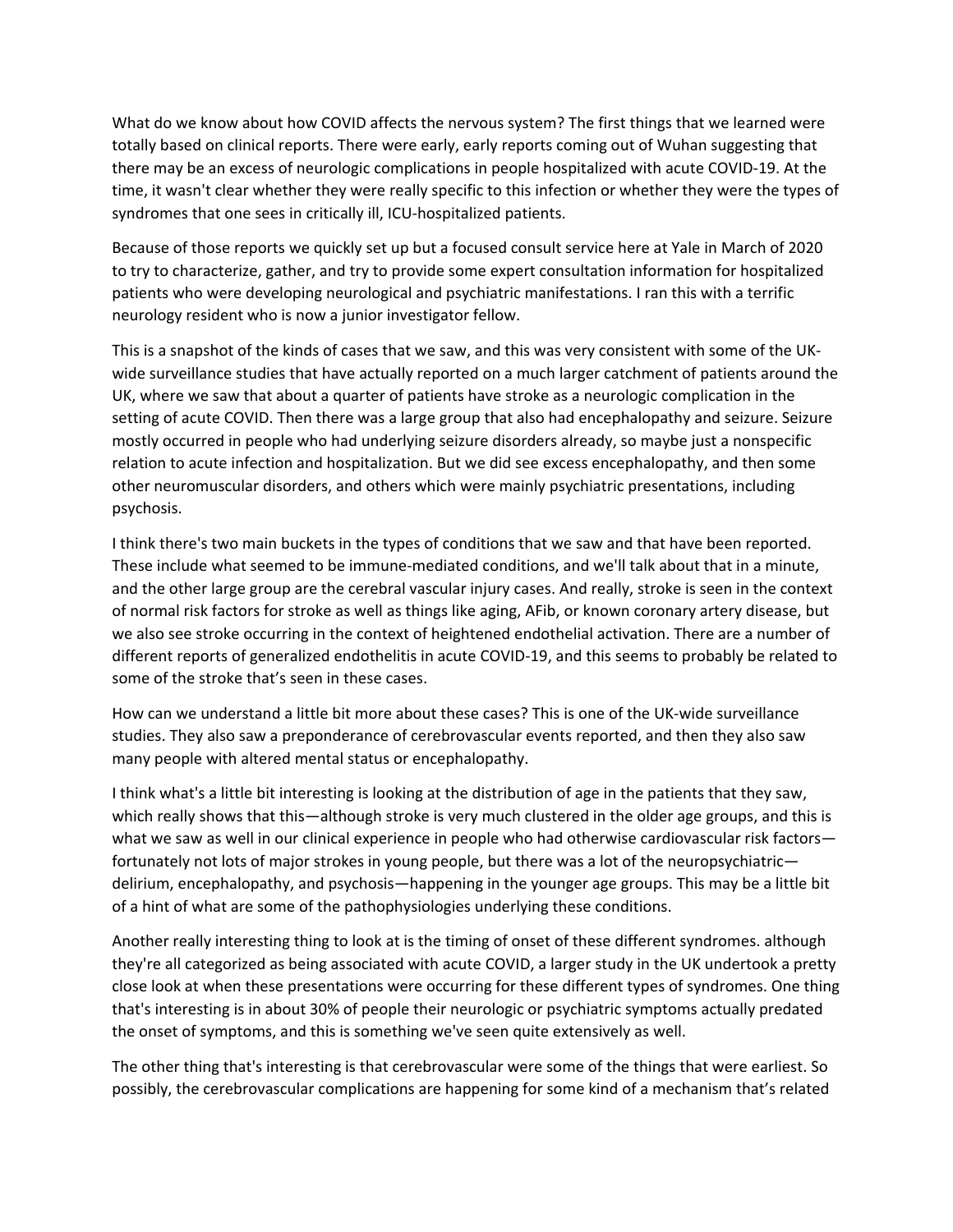What do we know about how COVID affects the nervous system? The first things that we learned were totally based on clinical reports. There were early, early reports coming out of Wuhan suggesting that there may be an excess of neurologic complications in people hospitalized with acute COVID-19. At the time, it wasn't clear whether they were really specific to this infection or whether they were the types of syndromes that one sees in critically ill, ICU-hospitalized patients.

Because of those reports we quickly set up but a focused consult service here at Yale in March of 2020 to try to characterize, gather, and try to provide some expert consultation information for hospitalized patients who were developing neurological and psychiatric manifestations. I ran this with a terrific neurology resident who is now a junior investigator fellow.

This is a snapshot of the kinds of cases that we saw, and this was very consistent with some of the UK-wide surveillance studies that have actually reported on a much larger catchment of patients around the UK, where we saw that about a quarter of patients have stroke as a neurologic complication in the setting of acute COVID. Then there was a large group that also had encephalopathy and seizure. Seizure mostly occurred in people who had underlying seizure disorders already, so maybe just a nonspecific relation to acute infection and hospitalization. But we did see excess encephalopathy, and then some other neuromuscular disorders, and others which were mainly psychiatric presentations, including psychosis.

I think there's two main buckets in the types of conditions that we saw and that have been reported. These include what seemed to be immune-mediated conditions, and we'll talk about that in a minute, and the other large group are the cerebral vascular injury cases. And really, stroke is seen in the context of normal risk factors for stroke as well as things like aging, AFib, or known coronary artery disease, but we also see stroke occurring in the context of heightened endothelial activation. There are a number of different reports of generalized endothelitis in acute COVID-19, and this seems to probably be related to some of the stroke that's seen in these cases.

How can we understand a little bit more about these cases? This is one of the UK-wide surveillance studies. They also saw a preponderance of cerebrovascular events reported, and then they also saw many people with altered mental status or encephalopathy.

I think what's a little bit interesting is looking at the distribution of age in the patients that they saw, which really shows that this—although stroke is very much clustered in the older age groups, and this is what we saw as well in our clinical experience in people who had otherwise cardiovascular risk factors—fortunately not lots of major strokes in young people, but there was a lot of the neuropsychiatric—delirium, encephalopathy, and psychosis—happening in the younger age groups. This may be a little bit of a hint of what are some of the pathophysiologies underlying these conditions.

Another really interesting thing to look at is the timing of onset of these different syndromes. although they're all categorized as being associated with acute COVID, a larger study in the UK undertook a pretty close look at when these presentations were occurring for these different types of syndromes. One thing that's interesting is in about 30% of people their neurologic or psychiatric symptoms actually predated the onset of symptoms, and this is something we've seen quite extensively as well.

The other thing that's interesting is that cerebrovascular were some of the things that were earliest. So possibly, the cerebrovascular complications are happening for some kind of a mechanism that's related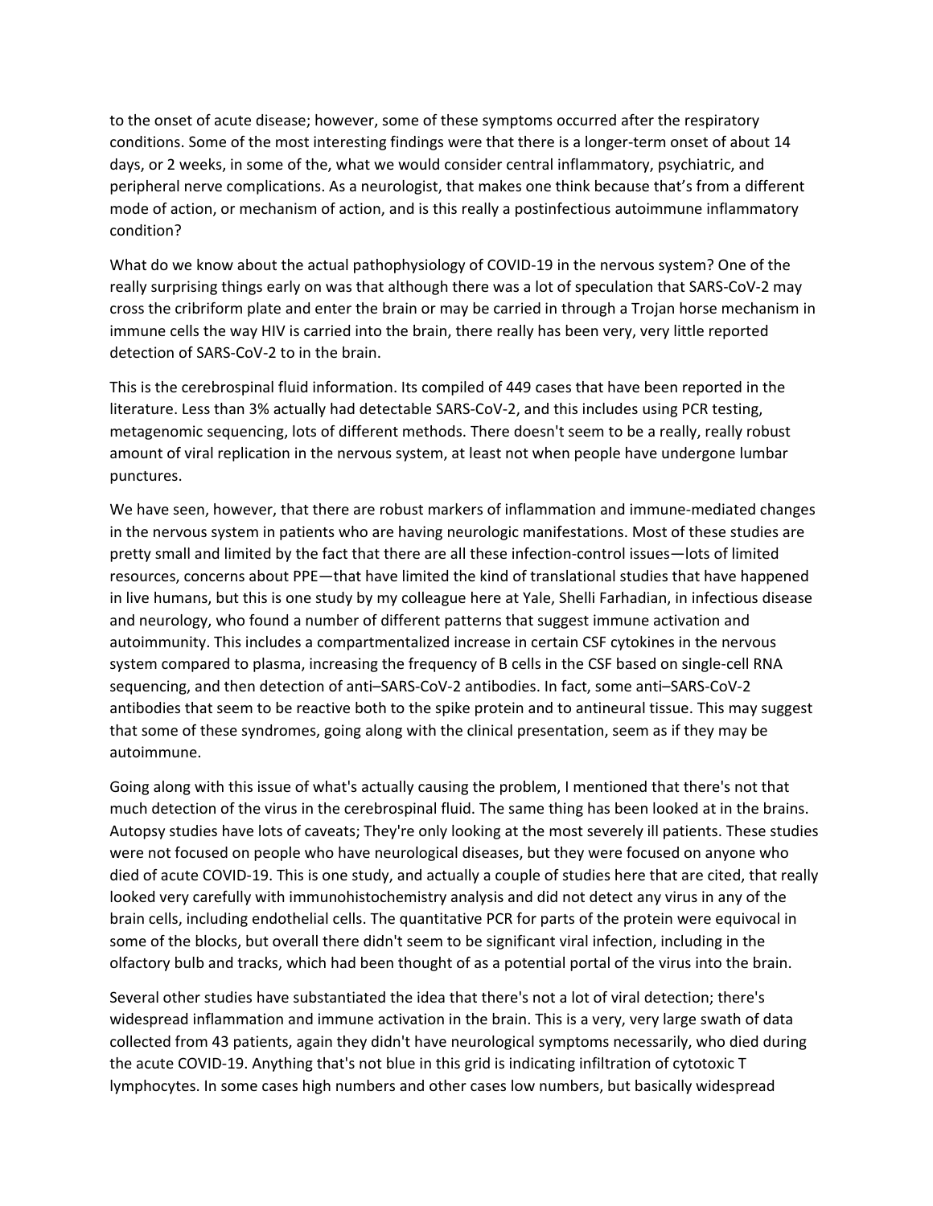to the onset of acute disease; however, some of these symptoms occurred after the respiratory conditions. Some of the most interesting findings were that there is a longer-term onset of about 14 days, or 2 weeks, in some of the, what we would consider central inflammatory, psychiatric, and peripheral nerve complications. As a neurologist, that makes one think because that's from a different mode of action, or mechanism of action, and is this really a postinfectious autoimmune inflammatory condition?

What do we know about the actual pathophysiology of COVID-19 in the nervous system? One of the really surprising things early on was that although there was a lot of speculation that SARS-CoV-2 may cross the cribriform plate and enter the brain or may be carried in through a Trojan horse mechanism in immune cells the way HIV is carried into the brain, there really has been very, very little reported detection of SARS-CoV-2 to in the brain.

This is the cerebrospinal fluid information. Its compiled of 449 cases that have been reported in the literature. Less than 3% actually had detectable SARS-CoV-2, and this includes using PCR testing, metagenomic sequencing, lots of different methods. There doesn't seem to be a really, really robust amount of viral replication in the nervous system, at least not when people have undergone lumbar punctures.

We have seen, however, that there are robust markers of inflammation and immune-mediated changes in the nervous system in patients who are having neurologic manifestations. Most of these studies are pretty small and limited by the fact that there are all these infection-control issues—lots of limited resources, concerns about PPE—that have limited the kind of translational studies that have happened in live humans, but this is one study by my colleague here at Yale, Shelli Farhadian, in infectious disease and neurology, who found a number of different patterns that suggest immune activation and autoimmunity. This includes a compartmentalized increase in certain CSF cytokines in the nervous system compared to plasma, increasing the frequency of B cells in the CSF based on single-cell RNA sequencing, and then detection of anti–SARS-CoV-2 antibodies. In fact, some anti–SARS-CoV-2 antibodies that seem to be reactive both to the spike protein and to antineural tissue. This may suggest that some of these syndromes, going along with the clinical presentation, seem as if they may be autoimmune.

Going along with this issue of what's actually causing the problem, I mentioned that there's not that much detection of the virus in the cerebrospinal fluid. The same thing has been looked at in the brains. Autopsy studies have lots of caveats; They're only looking at the most severely ill patients. These studies were not focused on people who have neurological diseases, but they were focused on anyone who died of acute COVID-19. This is one study, and actually a couple of studies here that are cited, that really looked very carefully with immunohistochemistry analysis and did not detect any virus in any of the brain cells, including endothelial cells. The quantitative PCR for parts of the protein were equivocal in some of the blocks, but overall there didn't seem to be significant viral infection, including in the olfactory bulb and tracks, which had been thought of as a potential portal of the virus into the brain.

Several other studies have substantiated the idea that there's not a lot of viral detection; there's widespread inflammation and immune activation in the brain. This is a very, very large swath of data collected from 43 patients, again they didn't have neurological symptoms necessarily, who died during the acute COVID-19. Anything that's not blue in this grid is indicating infiltration of cytotoxic T lymphocytes. In some cases high numbers and other cases low numbers, but basically widespread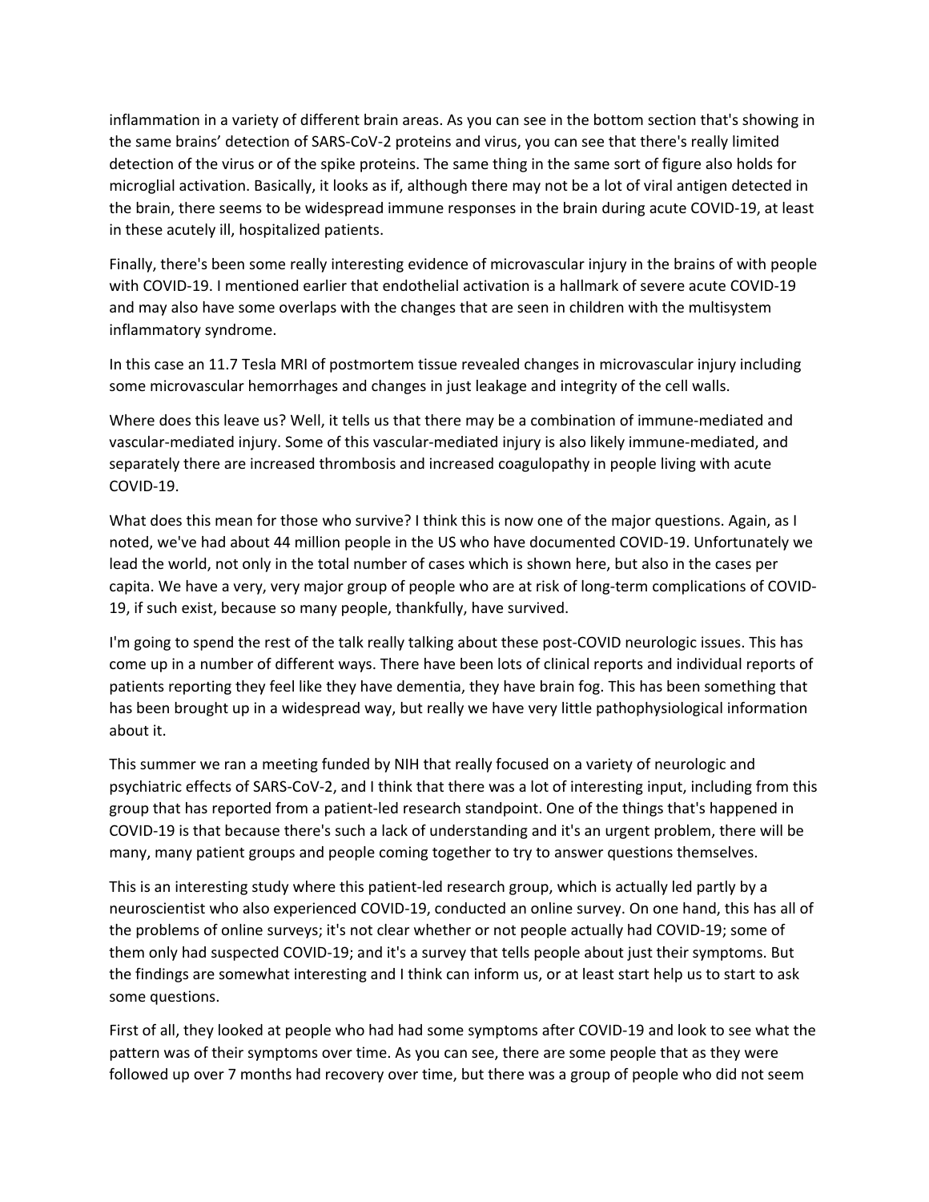inflammation in a variety of different brain areas. As you can see in the bottom section that's showing in the same brains' detection of SARS-CoV-2 proteins and virus, you can see that there's really limited detection of the virus or of the spike proteins. The same thing in the same sort of figure also holds for microglial activation. Basically, it looks as if, although there may not be a lot of viral antigen detected in the brain, there seems to be widespread immune responses in the brain during acute COVID-19, at least in these acutely ill, hospitalized patients.

Finally, there's been some really interesting evidence of microvascular injury in the brains of with people with COVID-19. I mentioned earlier that endothelial activation is a hallmark of severe acute COVID-19 and may also have some overlaps with the changes that are seen in children with the multisystem inflammatory syndrome.

In this case an 11.7 Tesla MRI of postmortem tissue revealed changes in microvascular injury including some microvascular hemorrhages and changes in just leakage and integrity of the cell walls.

Where does this leave us? Well, it tells us that there may be a combination of immune-mediated and vascular-mediated injury. Some of this vascular-mediated injury is also likely immune-mediated, and separately there are increased thrombosis and increased coagulopathy in people living with acute COVID-19.

What does this mean for those who survive? I think this is now one of the major questions. Again, as I noted, we've had about 44 million people in the US who have documented COVID-19. Unfortunately we lead the world, not only in the total number of cases which is shown here, but also in the cases per capita. We have a very, very major group of people who are at risk of long-term complications of COVID-19, if such exist, because so many people, thankfully, have survived.

I'm going to spend the rest of the talk really talking about these post-COVID neurologic issues. This has come up in a number of different ways. There have been lots of clinical reports and individual reports of patients reporting they feel like they have dementia, they have brain fog. This has been something that has been brought up in a widespread way, but really we have very little pathophysiological information about it.

This summer we ran a meeting funded by NIH that really focused on a variety of neurologic and psychiatric effects of SARS-CoV-2, and I think that there was a lot of interesting input, including from this group that has reported from a patient-led research standpoint. One of the things that's happened in COVID-19 is that because there's such a lack of understanding and it's an urgent problem, there will be many, many patient groups and people coming together to try to answer questions themselves.

This is an interesting study where this patient-led research group, which is actually led partly by a neuroscientist who also experienced COVID-19, conducted an online survey. On one hand, this has all of the problems of online surveys; it's not clear whether or not people actually had COVID-19; some of them only had suspected COVID-19; and it's a survey that tells people about just their symptoms. But the findings are somewhat interesting and I think can inform us, or at least start help us to start to ask some questions.

First of all, they looked at people who had had some symptoms after COVID-19 and look to see what the pattern was of their symptoms over time. As you can see, there are some people that as they were followed up over 7 months had recovery over time, but there was a group of people who did not seem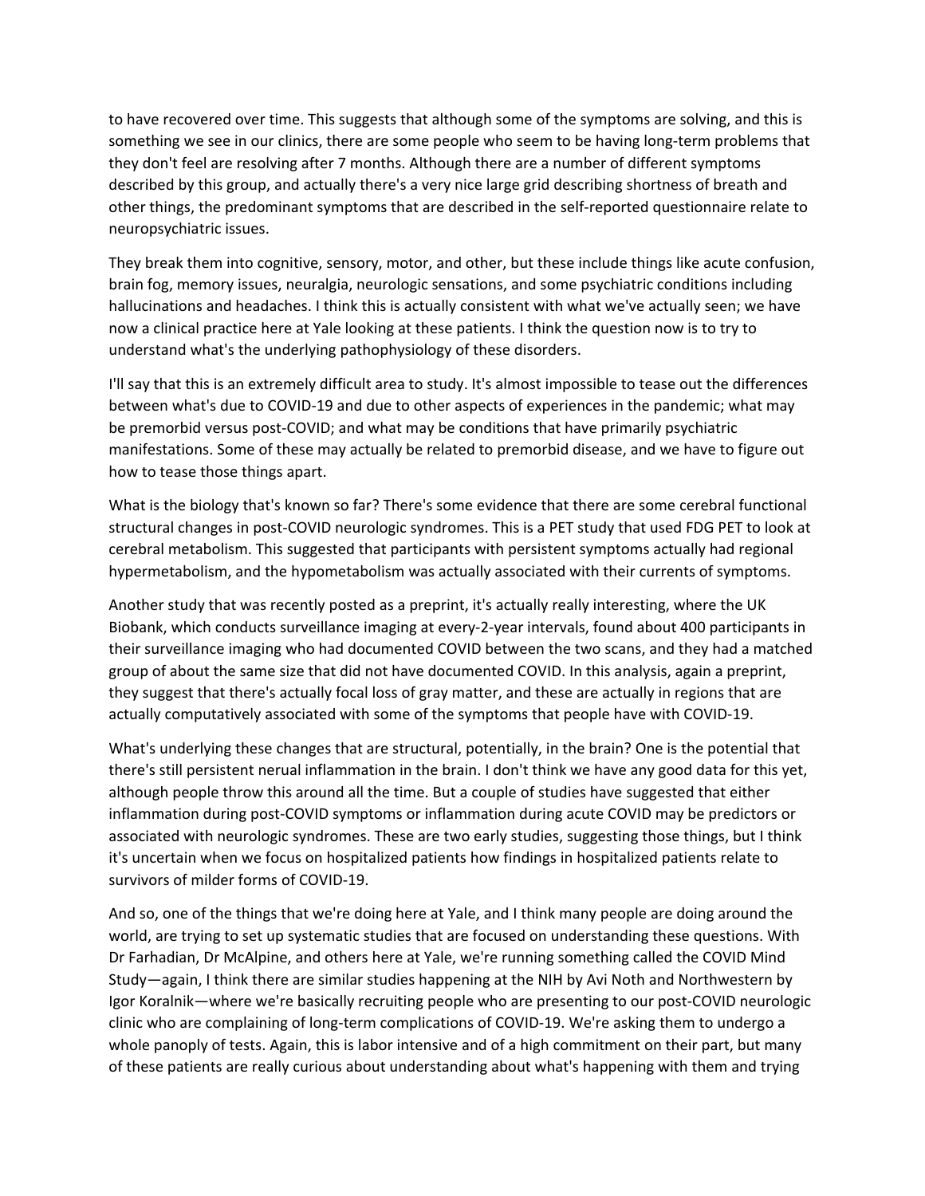to have recovered over time. This suggests that although some of the symptoms are solving, and this is something we see in our clinics, there are some people who seem to be having long-term problems that they don't feel are resolving after 7 months. Although there are a number of different symptoms described by this group, and actually there's a very nice large grid describing shortness of breath and other things, the predominant symptoms that are described in the self-reported questionnaire relate to neuropsychiatric issues.

They break them into cognitive, sensory, motor, and other, but these include things like acute confusion, brain fog, memory issues, neuralgia, neurologic sensations, and some psychiatric conditions including hallucinations and headaches. I think this is actually consistent with what we've actually seen; we have now a clinical practice here at Yale looking at these patients. I think the question now is to try to understand what's the underlying pathophysiology of these disorders.

I'll say that this is an extremely difficult area to study. It's almost impossible to tease out the differences between what's due to COVID-19 and due to other aspects of experiences in the pandemic; what may be premorbid versus post-COVID; and what may be conditions that have primarily psychiatric manifestations. Some of these may actually be related to premorbid disease, and we have to figure out how to tease those things apart.

What is the biology that's known so far? There's some evidence that there are some cerebral functional structural changes in post-COVID neurologic syndromes. This is a PET study that used FDG PET to look at cerebral metabolism. This suggested that participants with persistent symptoms actually had regional hypermetabolism, and the hypometabolism was actually associated with their currents of symptoms.

Another study that was recently posted as a preprint, it's actually really interesting, where the UK Biobank, which conducts surveillance imaging at every-2-year intervals, found about 400 participants in their surveillance imaging who had documented COVID between the two scans, and they had a matched group of about the same size that did not have documented COVID. In this analysis, again a preprint, they suggest that there's actually focal loss of gray matter, and these are actually in regions that are actually computatively associated with some of the symptoms that people have with COVID-19.

What's underlying these changes that are structural, potentially, in the brain? One is the potential that there's still persistent nerual inflammation in the brain. I don't think we have any good data for this yet, although people throw this around all the time. But a couple of studies have suggested that either inflammation during post-COVID symptoms or inflammation during acute COVID may be predictors or associated with neurologic syndromes. These are two early studies, suggesting those things, but I think it's uncertain when we focus on hospitalized patients how findings in hospitalized patients relate to survivors of milder forms of COVID-19.

And so, one of the things that we're doing here at Yale, and I think many people are doing around the world, are trying to set up systematic studies that are focused on understanding these questions. With Dr Farhadian, Dr McAlpine, and others here at Yale, we're running something called the COVID Mind Study—again, I think there are similar studies happening at the NIH by Avi Noth and Northwestern by Igor Koralnik—where we're basically recruiting people who are presenting to our post-COVID neurologic clinic who are complaining of long-term complications of COVID-19. We're asking them to undergo a whole panoply of tests. Again, this is labor intensive and of a high commitment on their part, but many of these patients are really curious about understanding about what's happening with them and trying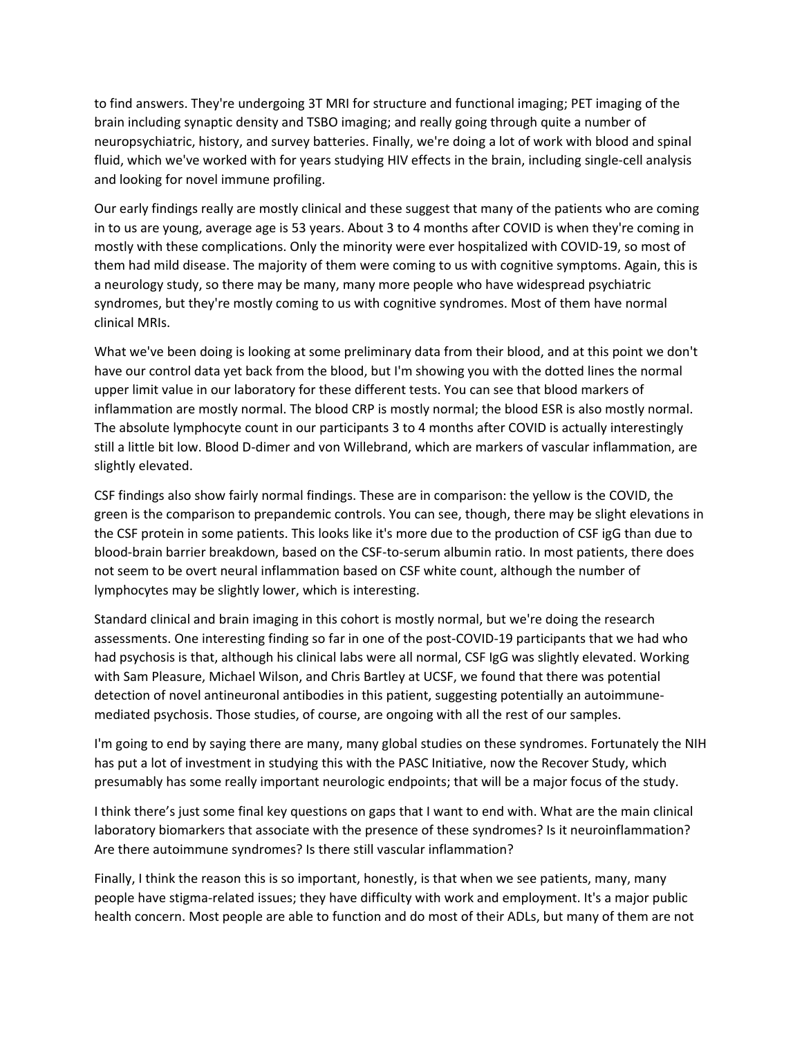to find answers. They're undergoing 3T MRI for structure and functional imaging; PET imaging of the brain including synaptic density and TSBO imaging; and really going through quite a number of neuropsychiatric, history, and survey batteries. Finally, we're doing a lot of work with blood and spinal fluid, which we've worked with for years studying HIV effects in the brain, including single-cell analysis and looking for novel immune profiling.

Our early findings really are mostly clinical and these suggest that many of the patients who are coming in to us are young, average age is 53 years. About 3 to 4 months after COVID is when they're coming in mostly with these complications. Only the minority were ever hospitalized with COVID-19, so most of them had mild disease. The majority of them were coming to us with cognitive symptoms. Again, this is a neurology study, so there may be many, many more people who have widespread psychiatric syndromes, but they're mostly coming to us with cognitive syndromes. Most of them have normal clinical MRIs.

What we've been doing is looking at some preliminary data from their blood, and at this point we don't have our control data yet back from the blood, but I'm showing you with the dotted lines the normal upper limit value in our laboratory for these different tests. You can see that blood markers of inflammation are mostly normal. The blood CRP is mostly normal; the blood ESR is also mostly normal. The absolute lymphocyte count in our participants 3 to 4 months after COVID is actually interestingly still a little bit low. Blood D-dimer and von Willebrand, which are markers of vascular inflammation, are slightly elevated.

CSF findings also show fairly normal findings. These are in comparison: the yellow is the COVID, the green is the comparison to prepandemic controls. You can see, though, there may be slight elevations in the CSF protein in some patients. This looks like it's more due to the production of CSF igG than due to blood-brain barrier breakdown, based on the CSF-to-serum albumin ratio. In most patients, there does not seem to be overt neural inflammation based on CSF white count, although the number of lymphocytes may be slightly lower, which is interesting.

Standard clinical and brain imaging in this cohort is mostly normal, but we're doing the research assessments. One interesting finding so far in one of the post-COVID-19 participants that we had who had psychosis is that, although his clinical labs were all normal, CSF IgG was slightly elevated. Working with Sam Pleasure, Michael Wilson, and Chris Bartley at UCSF, we found that there was potential detection of novel antineuronal antibodies in this patient, suggesting potentially an autoimmune-mediated psychosis. Those studies, of course, are ongoing with all the rest of our samples.

I'm going to end by saying there are many, many global studies on these syndromes. Fortunately the NIH has put a lot of investment in studying this with the PASC Initiative, now the Recover Study, which presumably has some really important neurologic endpoints; that will be a major focus of the study.

I think there's just some final key questions on gaps that I want to end with. What are the main clinical laboratory biomarkers that associate with the presence of these syndromes? Is it neuroinflammation? Are there autoimmune syndromes? Is there still vascular inflammation?

Finally, I think the reason this is so important, honestly, is that when we see patients, many, many people have stigma-related issues; they have difficulty with work and employment. It's a major public health concern. Most people are able to function and do most of their ADLs, but many of them are not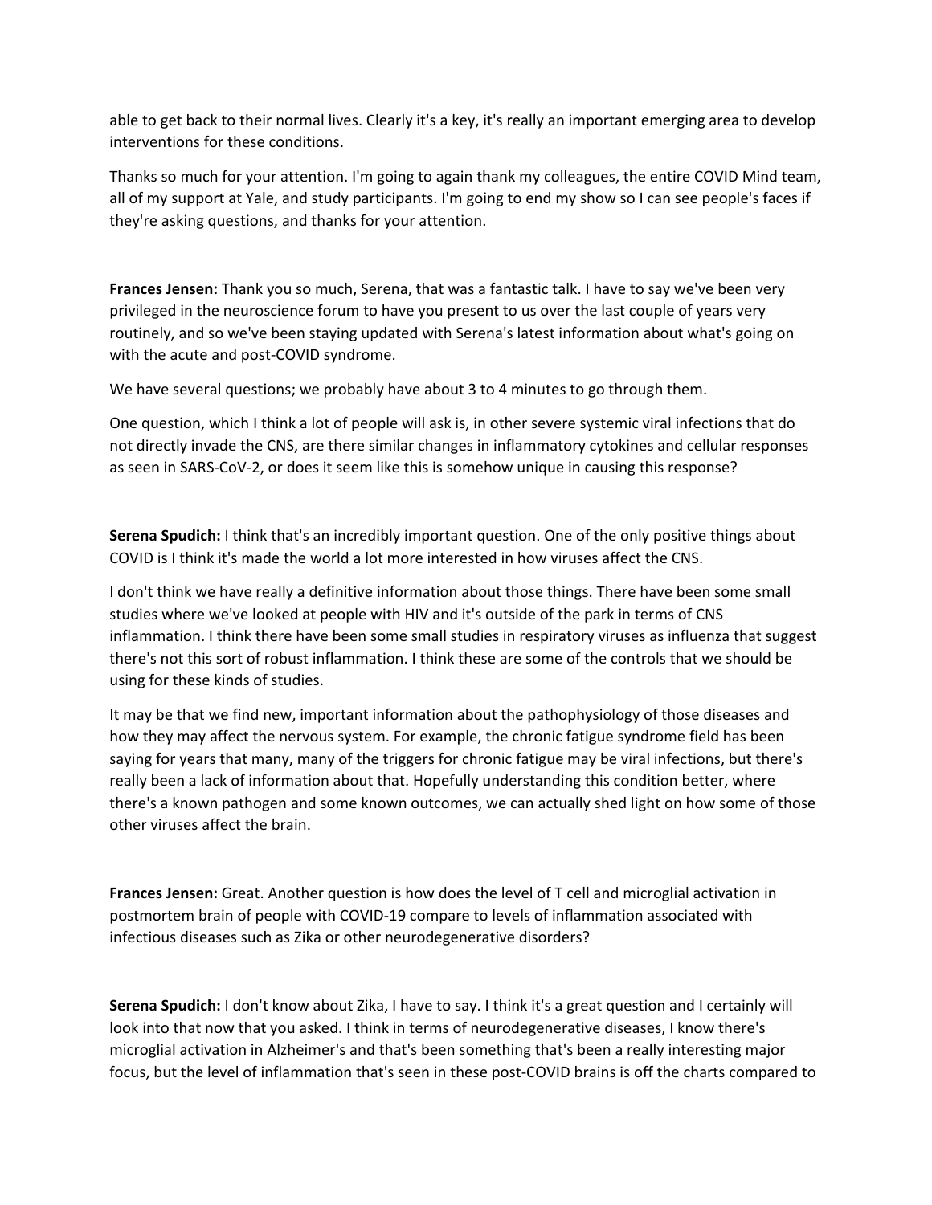able to get back to their normal lives. Clearly it's a key, it's really an important emerging area to develop interventions for these conditions.

Thanks so much for your attention. I'm going to again thank my colleagues, the entire COVID Mind team, all of my support at Yale, and study participants. I'm going to end my show so I can see people's faces if they're asking questions, and thanks for your attention.

**Frances Jensen:** Thank you so much, Serena, that was a fantastic talk. I have to say we've been very privileged in the neuroscience forum to have you present to us over the last couple of years very routinely, and so we've been staying updated with Serena's latest information about what's going on with the acute and post-COVID syndrome.

We have several questions; we probably have about 3 to 4 minutes to go through them.

One question, which I think a lot of people will ask is, in other severe systemic viral infections that do not directly invade the CNS, are there similar changes in inflammatory cytokines and cellular responses as seen in SARS-CoV-2, or does it seem like this is somehow unique in causing this response?

**Serena Spudich:** I think that's an incredibly important question. One of the only positive things about COVID is I think it's made the world a lot more interested in how viruses affect the CNS.

I don't think we have really a definitive information about those things. There have been some small studies where we've looked at people with HIV and it's outside of the park in terms of CNS inflammation. I think there have been some small studies in respiratory viruses as influenza that suggest there's not this sort of robust inflammation. I think these are some of the controls that we should be using for these kinds of studies.

It may be that we find new, important information about the pathophysiology of those diseases and how they may affect the nervous system. For example, the chronic fatigue syndrome field has been saying for years that many, many of the triggers for chronic fatigue may be viral infections, but there's really been a lack of information about that. Hopefully understanding this condition better, where there's a known pathogen and some known outcomes, we can actually shed light on how some of those other viruses affect the brain.

**Frances Jensen:** Great. Another question is how does the level of T cell and microglial activation in postmortem brain of people with COVID-19 compare to levels of inflammation associated with infectious diseases such as Zika or other neurodegenerative disorders?

**Serena Spudich:** I don't know about Zika, I have to say. I think it's a great question and I certainly will look into that now that you asked. I think in terms of neurodegenerative diseases, I know there's microglial activation in Alzheimer's and that's been something that's been a really interesting major focus, but the level of inflammation that's seen in these post-COVID brains is off the charts compared to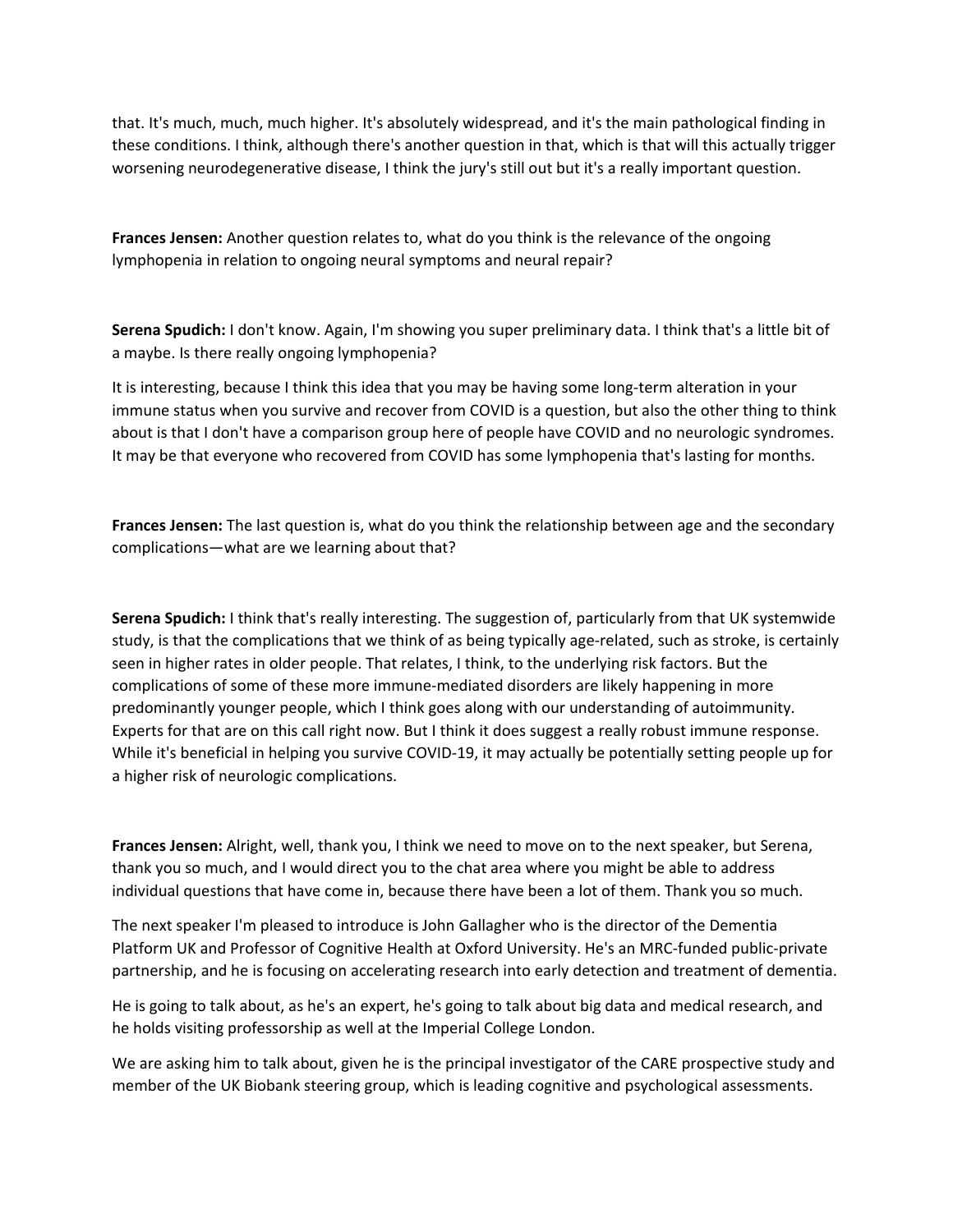that. It's much, much, much higher. It's absolutely widespread, and it's the main pathological finding in these conditions. I think, although there's another question in that, which is that will this actually trigger worsening neurodegenerative disease, I think the jury's still out but it's a really important question.

**Frances Jensen:** Another question relates to, what do you think is the relevance of the ongoing lymphopenia in relation to ongoing neural symptoms and neural repair?

**Serena Spudich:** I don't know. Again, I'm showing you super preliminary data. I think that's a little bit of a maybe. Is there really ongoing lymphopenia?

It is interesting, because I think this idea that you may be having some long-term alteration in your immune status when you survive and recover from COVID is a question, but also the other thing to think about is that I don't have a comparison group here of people have COVID and no neurologic syndromes. It may be that everyone who recovered from COVID has some lymphopenia that's lasting for months.

**Frances Jensen:** The last question is, what do you think the relationship between age and the secondary complications—what are we learning about that?

**Serena Spudich:** I think that's really interesting. The suggestion of, particularly from that UK systemwide study, is that the complications that we think of as being typically age-related, such as stroke, is certainly seen in higher rates in older people. That relates, I think, to the underlying risk factors. But the complications of some of these more immune-mediated disorders are likely happening in more predominantly younger people, which I think goes along with our understanding of autoimmunity. Experts for that are on this call right now. But I think it does suggest a really robust immune response. While it's beneficial in helping you survive COVID-19, it may actually be potentially setting people up for a higher risk of neurologic complications.

**Frances Jensen:** Alright, well, thank you, I think we need to move on to the next speaker, but Serena, thank you so much, and I would direct you to the chat area where you might be able to address individual questions that have come in, because there have been a lot of them. Thank you so much.

The next speaker I'm pleased to introduce is John Gallagher who is the director of the Dementia Platform UK and Professor of Cognitive Health at Oxford University. He's an MRC-funded public-private partnership, and he is focusing on accelerating research into early detection and treatment of dementia.

He is going to talk about, as he's an expert, he's going to talk about big data and medical research, and he holds visiting professorship as well at the Imperial College London.

We are asking him to talk about, given he is the principal investigator of the CARE prospective study and member of the UK Biobank steering group, which is leading cognitive and psychological assessments.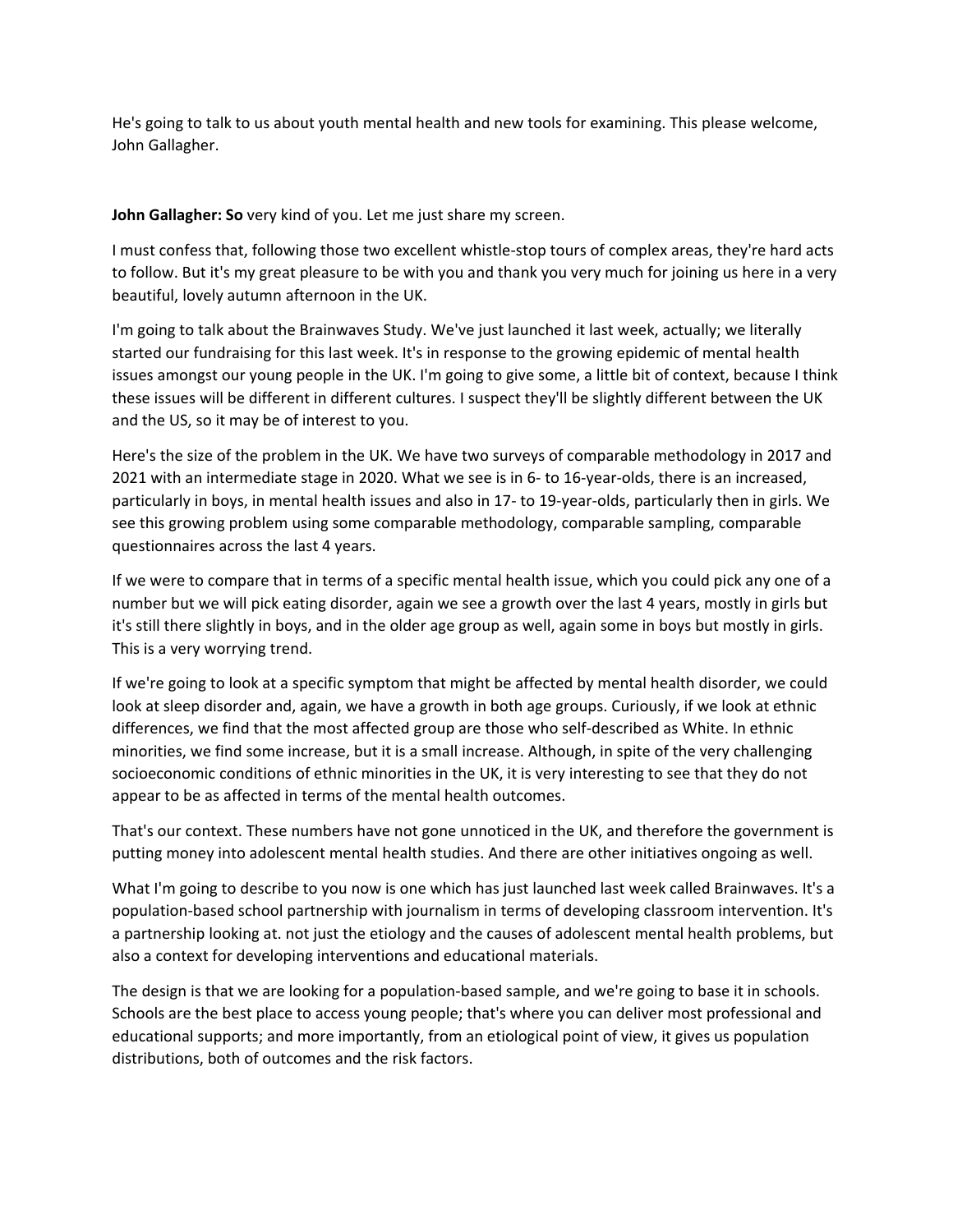He's going to talk to us about youth mental health and new tools for examining. This please welcome, John Gallagher.

**John Gallagher: So** very kind of you. Let me just share my screen.

I must confess that, following those two excellent whistle-stop tours of complex areas, they're hard acts to follow. But it's my great pleasure to be with you and thank you very much for joining us here in a very beautiful, lovely autumn afternoon in the UK.

I'm going to talk about the Brainwaves Study. We've just launched it last week, actually; we literally started our fundraising for this last week. It's in response to the growing epidemic of mental health issues amongst our young people in the UK. I'm going to give some, a little bit of context, because I think these issues will be different in different cultures. I suspect they'll be slightly different between the UK and the US, so it may be of interest to you.

Here's the size of the problem in the UK. We have two surveys of comparable methodology in 2017 and 2021 with an intermediate stage in 2020. What we see is in 6- to 16-year-olds, there is an increased, particularly in boys, in mental health issues and also in 17- to 19-year-olds, particularly then in girls. We see this growing problem using some comparable methodology, comparable sampling, comparable questionnaires across the last 4 years.

If we were to compare that in terms of a specific mental health issue, which you could pick any one of a number but we will pick eating disorder, again we see a growth over the last 4 years, mostly in girls but it's still there slightly in boys, and in the older age group as well, again some in boys but mostly in girls. This is a very worrying trend.

If we're going to look at a specific symptom that might be affected by mental health disorder, we could look at sleep disorder and, again, we have a growth in both age groups. Curiously, if we look at ethnic differences, we find that the most affected group are those who self-described as White. In ethnic minorities, we find some increase, but it is a small increase. Although, in spite of the very challenging socioeconomic conditions of ethnic minorities in the UK, it is very interesting to see that they do not appear to be as affected in terms of the mental health outcomes.

That's our context. These numbers have not gone unnoticed in the UK, and therefore the government is putting money into adolescent mental health studies. And there are other initiatives ongoing as well.

What I'm going to describe to you now is one which has just launched last week called Brainwaves. It's a population-based school partnership with journalism in terms of developing classroom intervention. It's a partnership looking at. not just the etiology and the causes of adolescent mental health problems, but also a context for developing interventions and educational materials.

The design is that we are looking for a population-based sample, and we're going to base it in schools. Schools are the best place to access young people; that's where you can deliver most professional and educational supports; and more importantly, from an etiological point of view, it gives us population distributions, both of outcomes and the risk factors.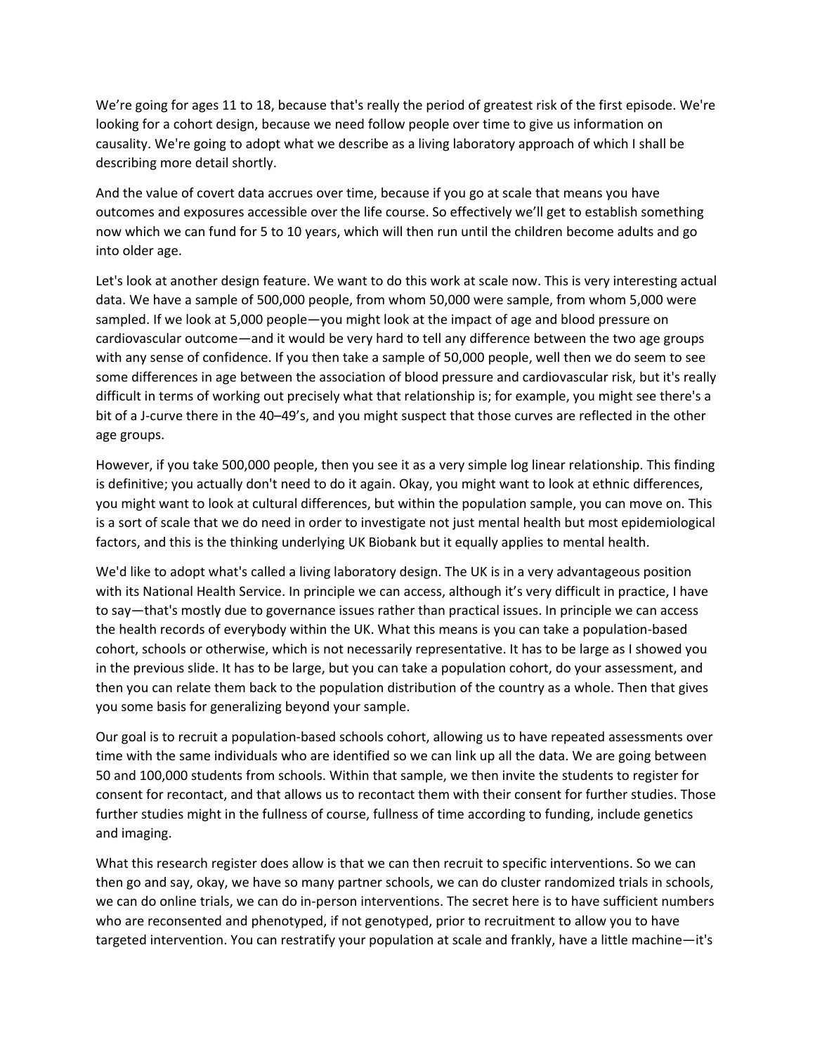We're going for ages 11 to 18, because that's really the period of greatest risk of the first episode. We're looking for a cohort design, because we need follow people over time to give us information on causality. We're going to adopt what we describe as a living laboratory approach of which I shall be describing more detail shortly.

And the value of covert data accrues over time, because if you go at scale that means you have outcomes and exposures accessible over the life course. So effectively we'll get to establish something now which we can fund for 5 to 10 years, which will then run until the children become adults and go into older age.

Let's look at another design feature. We want to do this work at scale now. This is very interesting actual data. We have a sample of 500,000 people, from whom 50,000 were sample, from whom 5,000 were sampled. If we look at 5,000 people—you might look at the impact of age and blood pressure on cardiovascular outcome—and it would be very hard to tell any difference between the two age groups with any sense of confidence. If you then take a sample of 50,000 people, well then we do seem to see some differences in age between the association of blood pressure and cardiovascular risk, but it's really difficult in terms of working out precisely what that relationship is; for example, you might see there's a bit of a J-curve there in the 40–49's, and you might suspect that those curves are reflected in the other age groups.

However, if you take 500,000 people, then you see it as a very simple log linear relationship. This finding is definitive; you actually don't need to do it again. Okay, you might want to look at ethnic differences, you might want to look at cultural differences, but within the population sample, you can move on. This is a sort of scale that we do need in order to investigate not just mental health but most epidemiological factors, and this is the thinking underlying UK Biobank but it equally applies to mental health.

We'd like to adopt what's called a living laboratory design. The UK is in a very advantageous position with its National Health Service. In principle we can access, although it's very difficult in practice, I have to say—that's mostly due to governance issues rather than practical issues. In principle we can access the health records of everybody within the UK. What this means is you can take a population-based cohort, schools or otherwise, which is not necessarily representative. It has to be large as I showed you in the previous slide. It has to be large, but you can take a population cohort, do your assessment, and then you can relate them back to the population distribution of the country as a whole. Then that gives you some basis for generalizing beyond your sample.

Our goal is to recruit a population-based schools cohort, allowing us to have repeated assessments over time with the same individuals who are identified so we can link up all the data. We are going between 50 and 100,000 students from schools. Within that sample, we then invite the students to register for consent for recontact, and that allows us to recontact them with their consent for further studies. Those further studies might in the fullness of course, fullness of time according to funding, include genetics and imaging.

What this research register does allow is that we can then recruit to specific interventions. So we can then go and say, okay, we have so many partner schools, we can do cluster randomized trials in schools, we can do online trials, we can do in-person interventions. The secret here is to have sufficient numbers who are reconsented and phenotyped, if not genotyped, prior to recruitment to allow you to have targeted intervention. You can restratify your population at scale and frankly, have a little machine—it's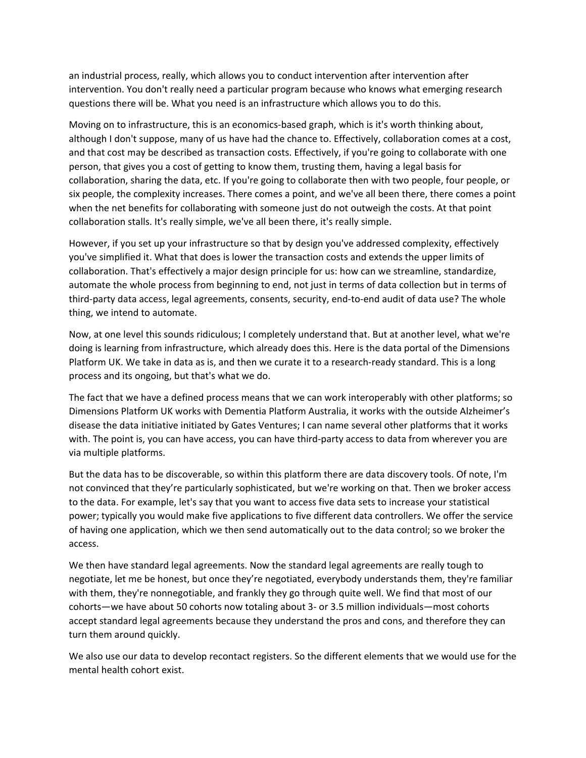an industrial process, really, which allows you to conduct intervention after intervention after intervention. You don't really need a particular program because who knows what emerging research questions there will be. What you need is an infrastructure which allows you to do this.

Moving on to infrastructure, this is an economics-based graph, which is it's worth thinking about, although I don't suppose, many of us have had the chance to. Effectively, collaboration comes at a cost, and that cost may be described as transaction costs. Effectively, if you're going to collaborate with one person, that gives you a cost of getting to know them, trusting them, having a legal basis for collaboration, sharing the data, etc. If you're going to collaborate then with two people, four people, or six people, the complexity increases. There comes a point, and we've all been there, there comes a point when the net benefits for collaborating with someone just do not outweigh the costs. At that point collaboration stalls. It's really simple, we've all been there, it's really simple.

However, if you set up your infrastructure so that by design you've addressed complexity, effectively you've simplified it. What that does is lower the transaction costs and extends the upper limits of collaboration. That's effectively a major design principle for us: how can we streamline, standardize, automate the whole process from beginning to end, not just in terms of data collection but in terms of third-party data access, legal agreements, consents, security, end-to-end audit of data use? The whole thing, we intend to automate.

Now, at one level this sounds ridiculous; I completely understand that. But at another level, what we're doing is learning from infrastructure, which already does this. Here is the data portal of the Dimensions Platform UK. We take in data as is, and then we curate it to a research-ready standard. This is a long process and its ongoing, but that's what we do.

The fact that we have a defined process means that we can work interoperably with other platforms; so Dimensions Platform UK works with Dementia Platform Australia, it works with the outside Alzheimer's disease the data initiative initiated by Gates Ventures; I can name several other platforms that it works with. The point is, you can have access, you can have third-party access to data from wherever you are via multiple platforms.

But the data has to be discoverable, so within this platform there are data discovery tools. Of note, I'm not convinced that they're particularly sophisticated, but we're working on that. Then we broker access to the data. For example, let's say that you want to access five data sets to increase your statistical power; typically you would make five applications to five different data controllers. We offer the service of having one application, which we then send automatically out to the data control; so we broker the access.

We then have standard legal agreements. Now the standard legal agreements are really tough to negotiate, let me be honest, but once they're negotiated, everybody understands them, they're familiar with them, they're nonnegotiable, and frankly they go through quite well. We find that most of our cohorts—we have about 50 cohorts now totaling about 3- or 3.5 million individuals—most cohorts accept standard legal agreements because they understand the pros and cons, and therefore they can turn them around quickly.

We also use our data to develop recontact registers. So the different elements that we would use for the mental health cohort exist.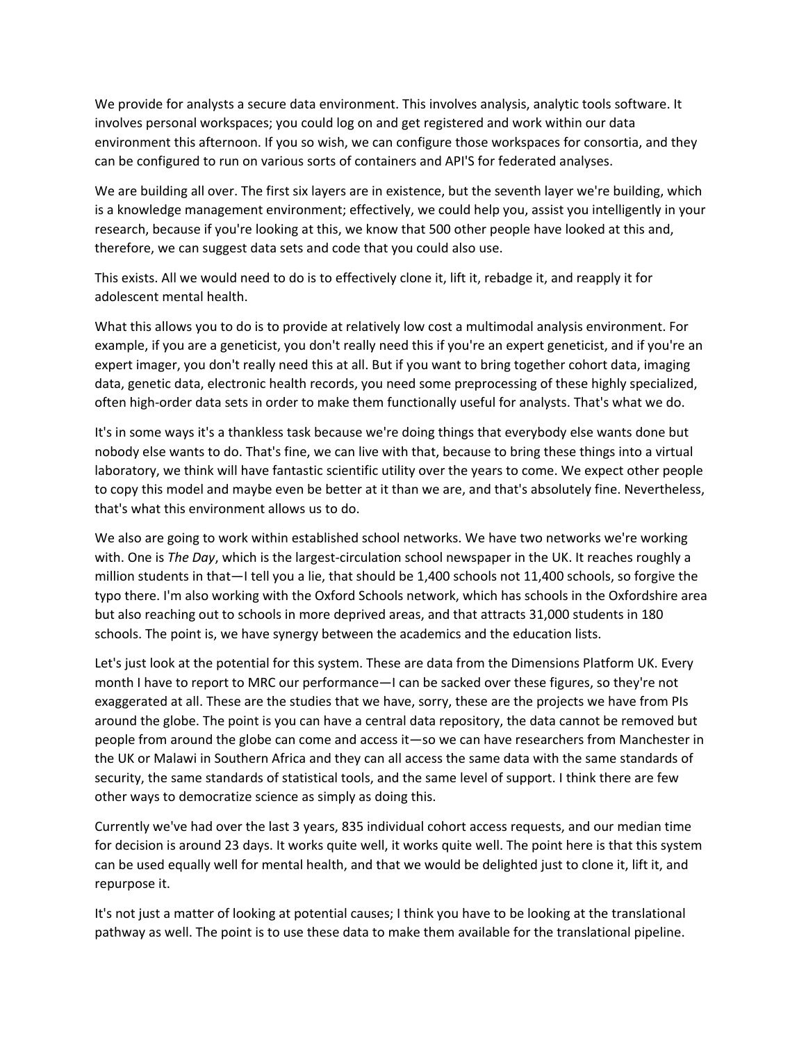We provide for analysts a secure data environment. This involves analysis, analytic tools software. It involves personal workspaces; you could log on and get registered and work within our data environment this afternoon. If you so wish, we can configure those workspaces for consortia, and they can be configured to run on various sorts of containers and API'S for federated analyses.

We are building all over. The first six layers are in existence, but the seventh layer we're building, which is a knowledge management environment; effectively, we could help you, assist you intelligently in your research, because if you're looking at this, we know that 500 other people have looked at this and, therefore, we can suggest data sets and code that you could also use.

This exists. All we would need to do is to effectively clone it, lift it, rebadge it, and reapply it for adolescent mental health.

What this allows you to do is to provide at relatively low cost a multimodal analysis environment. For example, if you are a geneticist, you don't really need this if you're an expert geneticist, and if you're an expert imager, you don't really need this at all. But if you want to bring together cohort data, imaging data, genetic data, electronic health records, you need some preprocessing of these highly specialized, often high-order data sets in order to make them functionally useful for analysts. That's what we do.

It's in some ways it's a thankless task because we're doing things that everybody else wants done but nobody else wants to do. That's fine, we can live with that, because to bring these things into a virtual laboratory, we think will have fantastic scientific utility over the years to come. We expect other people to copy this model and maybe even be better at it than we are, and that's absolutely fine. Nevertheless, that's what this environment allows us to do.

We also are going to work within established school networks. We have two networks we're working with. One is *The Day*, which is the largest-circulation school newspaper in the UK. It reaches roughly a million students in that—I tell you a lie, that should be 1,400 schools not 11,400 schools, so forgive the typo there. I'm also working with the Oxford Schools network, which has schools in the Oxfordshire area but also reaching out to schools in more deprived areas, and that attracts 31,000 students in 180 schools. The point is, we have synergy between the academics and the education lists.

Let's just look at the potential for this system. These are data from the Dimensions Platform UK. Every month I have to report to MRC our performance—I can be sacked over these figures, so they're not exaggerated at all. These are the studies that we have, sorry, these are the projects we have from PIs around the globe. The point is you can have a central data repository, the data cannot be removed but people from around the globe can come and access it—so we can have researchers from Manchester in the UK or Malawi in Southern Africa and they can all access the same data with the same standards of security, the same standards of statistical tools, and the same level of support. I think there are few other ways to democratize science as simply as doing this.

Currently we've had over the last 3 years, 835 individual cohort access requests, and our median time for decision is around 23 days. It works quite well, it works quite well. The point here is that this system can be used equally well for mental health, and that we would be delighted just to clone it, lift it, and repurpose it.

It's not just a matter of looking at potential causes; I think you have to be looking at the translational pathway as well. The point is to use these data to make them available for the translational pipeline.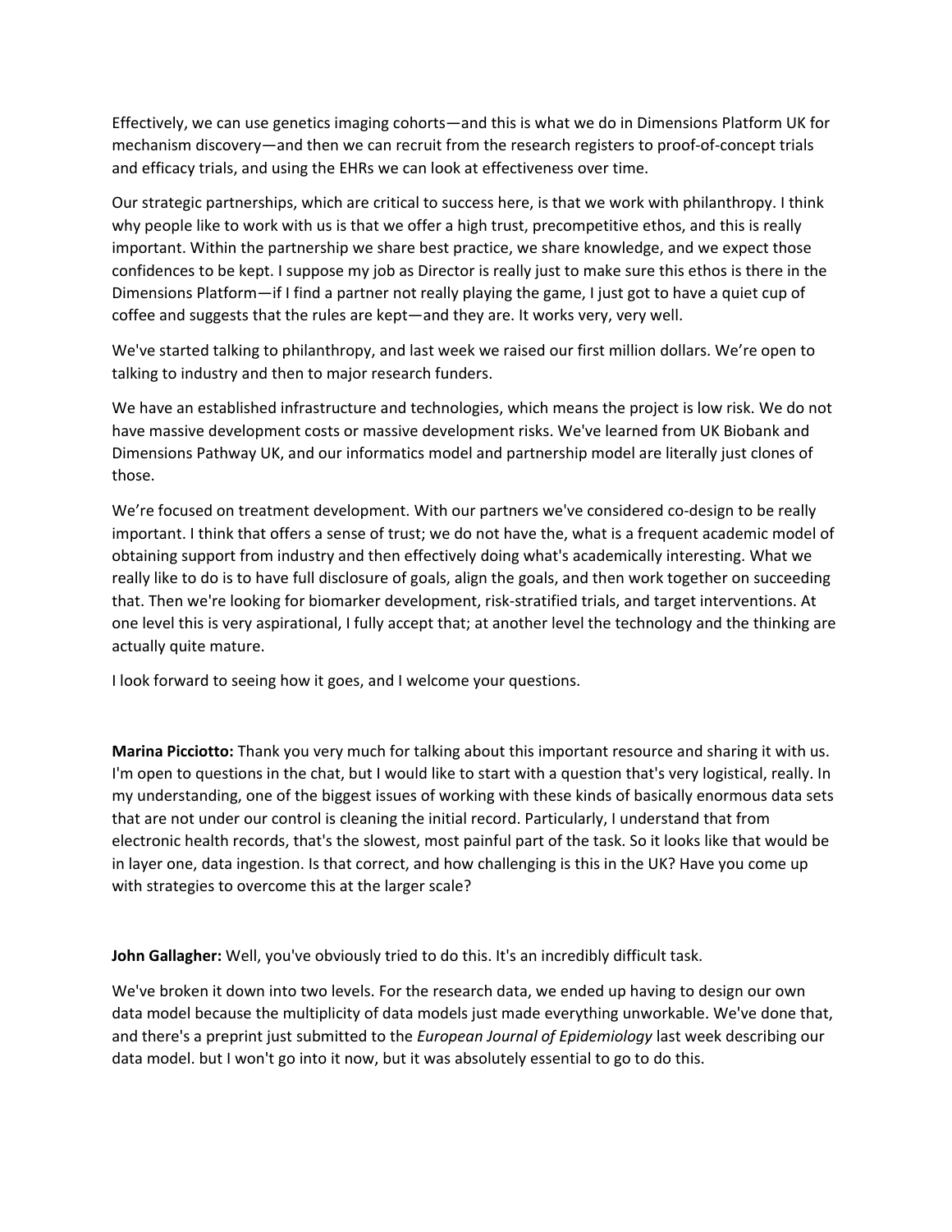Effectively, we can use genetics imaging cohorts—and this is what we do in Dimensions Platform UK for mechanism discovery—and then we can recruit from the research registers to proof-of-concept trials and efficacy trials, and using the EHRs we can look at effectiveness over time.

Our strategic partnerships, which are critical to success here, is that we work with philanthropy. I think why people like to work with us is that we offer a high trust, precompetitive ethos, and this is really important. Within the partnership we share best practice, we share knowledge, and we expect those confidences to be kept. I suppose my job as Director is really just to make sure this ethos is there in the Dimensions Platform—if I find a partner not really playing the game, I just got to have a quiet cup of coffee and suggests that the rules are kept—and they are. It works very, very well.

We've started talking to philanthropy, and last week we raised our first million dollars. We're open to talking to industry and then to major research funders.

We have an established infrastructure and technologies, which means the project is low risk. We do not have massive development costs or massive development risks. We've learned from UK Biobank and Dimensions Pathway UK, and our informatics model and partnership model are literally just clones of those.

We're focused on treatment development. With our partners we've considered co-design to be really important. I think that offers a sense of trust; we do not have the, what is a frequent academic model of obtaining support from industry and then effectively doing what's academically interesting. What we really like to do is to have full disclosure of goals, align the goals, and then work together on succeeding that. Then we're looking for biomarker development, risk-stratified trials, and target interventions. At one level this is very aspirational, I fully accept that; at another level the technology and the thinking are actually quite mature.

I look forward to seeing how it goes, and I welcome your questions.

**Marina Picciotto:** Thank you very much for talking about this important resource and sharing it with us. I'm open to questions in the chat, but I would like to start with a question that's very logistical, really. In my understanding, one of the biggest issues of working with these kinds of basically enormous data sets that are not under our control is cleaning the initial record. Particularly, I understand that from electronic health records, that's the slowest, most painful part of the task. So it looks like that would be in layer one, data ingestion. Is that correct, and how challenging is this in the UK? Have you come up with strategies to overcome this at the larger scale?

**John Gallagher:** Well, you've obviously tried to do this. It's an incredibly difficult task.

We've broken it down into two levels. For the research data, we ended up having to design our own data model because the multiplicity of data models just made everything unworkable. We've done that, and there's a preprint just submitted to the *European Journal of Epidemiology* last week describing our data model. but I won't go into it now, but it was absolutely essential to go to do this.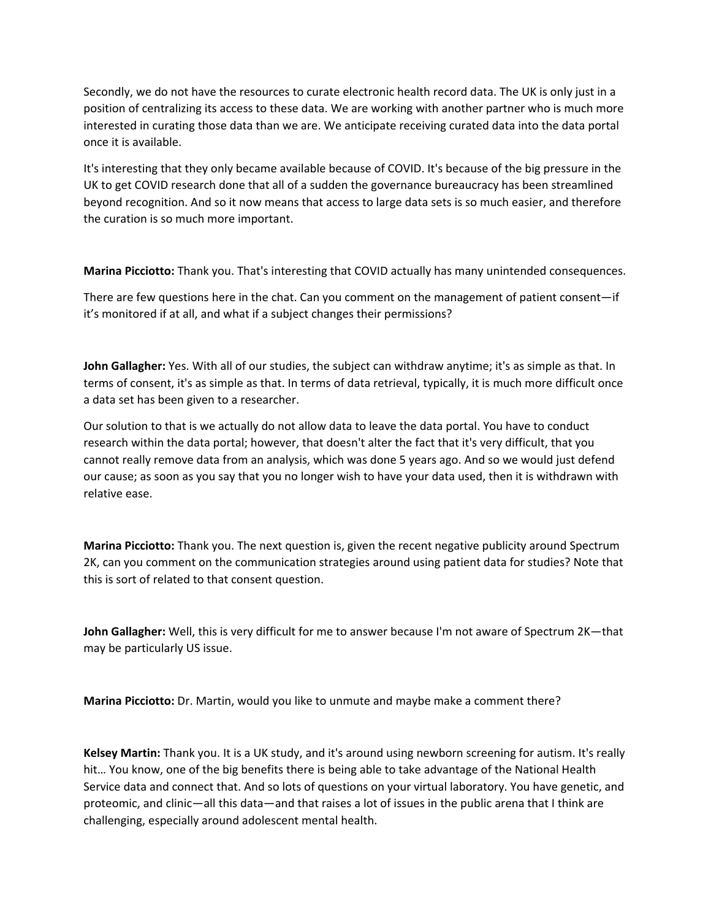Secondly, we do not have the resources to curate electronic health record data. The UK is only just in a position of centralizing its access to these data. We are working with another partner who is much more interested in curating those data than we are. We anticipate receiving curated data into the data portal once it is available.

It's interesting that they only became available because of COVID. It's because of the big pressure in the UK to get COVID research done that all of a sudden the governance bureaucracy has been streamlined beyond recognition. And so it now means that access to large data sets is so much easier, and therefore the curation is so much more important.

**Marina Picciotto:** Thank you. That's interesting that COVID actually has many unintended consequences.

There are few questions here in the chat. Can you comment on the management of patient consent—if it's monitored if at all, and what if a subject changes their permissions?

**John Gallagher:** Yes. With all of our studies, the subject can withdraw anytime; it's as simple as that. In terms of consent, it's as simple as that. In terms of data retrieval, typically, it is much more difficult once a data set has been given to a researcher.

Our solution to that is we actually do not allow data to leave the data portal. You have to conduct research within the data portal; however, that doesn't alter the fact that it's very difficult, that you cannot really remove data from an analysis, which was done 5 years ago. And so we would just defend our cause; as soon as you say that you no longer wish to have your data used, then it is withdrawn with relative ease.

**Marina Picciotto:** Thank you. The next question is, given the recent negative publicity around Spectrum 2K, can you comment on the communication strategies around using patient data for studies? Note that this is sort of related to that consent question.

**John Gallagher:** Well, this is very difficult for me to answer because I'm not aware of Spectrum 2K—that may be particularly US issue.

**Marina Picciotto:** Dr. Martin, would you like to unmute and maybe make a comment there?

**Kelsey Martin:** Thank you. It is a UK study, and it's around using newborn screening for autism. It's really hit… You know, one of the big benefits there is being able to take advantage of the National Health Service data and connect that. And so lots of questions on your virtual laboratory. You have genetic, and proteomic, and clinic—all this data—and that raises a lot of issues in the public arena that I think are challenging, especially around adolescent mental health.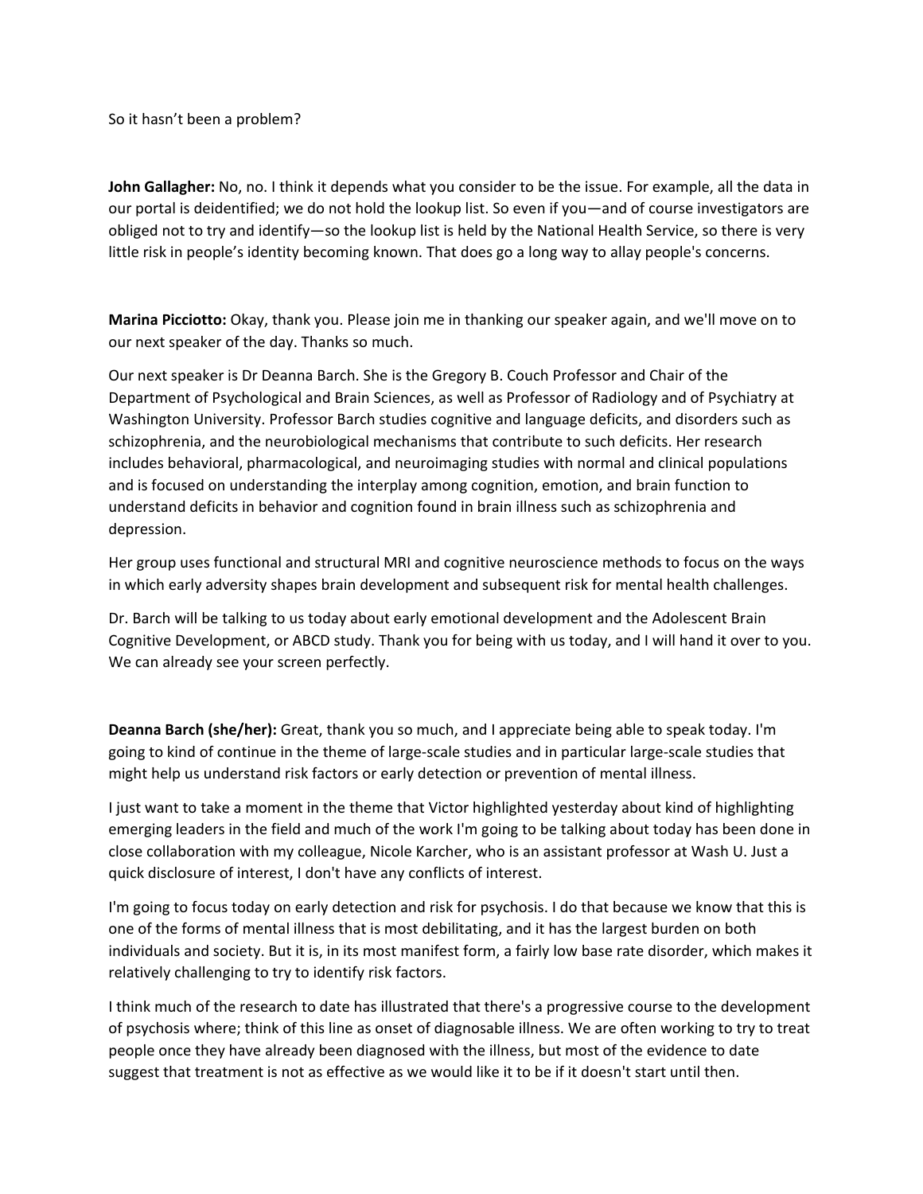So it hasn't been a problem?

**John Gallagher:** No, no. I think it depends what you consider to be the issue. For example, all the data in our portal is deidentified; we do not hold the lookup list. So even if you—and of course investigators are obliged not to try and identify—so the lookup list is held by the National Health Service, so there is very little risk in people's identity becoming known. That does go a long way to allay people's concerns.

**Marina Picciotto:** Okay, thank you. Please join me in thanking our speaker again, and we'll move on to our next speaker of the day. Thanks so much.

Our next speaker is Dr Deanna Barch. She is the Gregory B. Couch Professor and Chair of the Department of Psychological and Brain Sciences, as well as Professor of Radiology and of Psychiatry at Washington University. Professor Barch studies cognitive and language deficits, and disorders such as schizophrenia, and the neurobiological mechanisms that contribute to such deficits. Her research includes behavioral, pharmacological, and neuroimaging studies with normal and clinical populations and is focused on understanding the interplay among cognition, emotion, and brain function to understand deficits in behavior and cognition found in brain illness such as schizophrenia and depression.

Her group uses functional and structural MRI and cognitive neuroscience methods to focus on the ways in which early adversity shapes brain development and subsequent risk for mental health challenges.

Dr. Barch will be talking to us today about early emotional development and the Adolescent Brain Cognitive Development, or ABCD study. Thank you for being with us today, and I will hand it over to you. We can already see your screen perfectly.

**Deanna Barch (she/her):** Great, thank you so much, and I appreciate being able to speak today. I'm going to kind of continue in the theme of large-scale studies and in particular large-scale studies that might help us understand risk factors or early detection or prevention of mental illness.

I just want to take a moment in the theme that Victor highlighted yesterday about kind of highlighting emerging leaders in the field and much of the work I'm going to be talking about today has been done in close collaboration with my colleague, Nicole Karcher, who is an assistant professor at Wash U. Just a quick disclosure of interest, I don't have any conflicts of interest.

I'm going to focus today on early detection and risk for psychosis. I do that because we know that this is one of the forms of mental illness that is most debilitating, and it has the largest burden on both individuals and society. But it is, in its most manifest form, a fairly low base rate disorder, which makes it relatively challenging to try to identify risk factors.

I think much of the research to date has illustrated that there's a progressive course to the development of psychosis where; think of this line as onset of diagnosable illness. We are often working to try to treat people once they have already been diagnosed with the illness, but most of the evidence to date suggest that treatment is not as effective as we would like it to be if it doesn't start until then.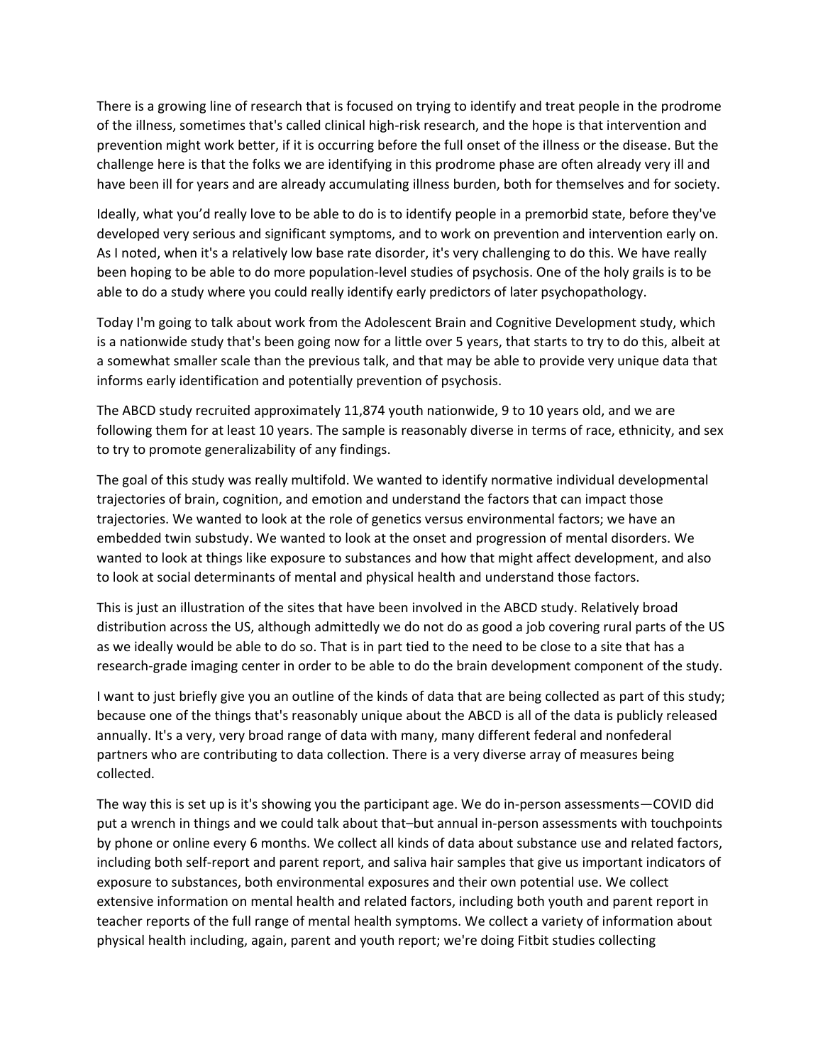There is a growing line of research that is focused on trying to identify and treat people in the prodrome of the illness, sometimes that's called clinical high-risk research, and the hope is that intervention and prevention might work better, if it is occurring before the full onset of the illness or the disease. But the challenge here is that the folks we are identifying in this prodrome phase are often already very ill and have been ill for years and are already accumulating illness burden, both for themselves and for society.

Ideally, what you'd really love to be able to do is to identify people in a premorbid state, before they've developed very serious and significant symptoms, and to work on prevention and intervention early on. As I noted, when it's a relatively low base rate disorder, it's very challenging to do this. We have really been hoping to be able to do more population-level studies of psychosis. One of the holy grails is to be able to do a study where you could really identify early predictors of later psychopathology.

Today I'm going to talk about work from the Adolescent Brain and Cognitive Development study, which is a nationwide study that's been going now for a little over 5 years, that starts to try to do this, albeit at a somewhat smaller scale than the previous talk, and that may be able to provide very unique data that informs early identification and potentially prevention of psychosis.

The ABCD study recruited approximately 11,874 youth nationwide, 9 to 10 years old, and we are following them for at least 10 years. The sample is reasonably diverse in terms of race, ethnicity, and sex to try to promote generalizability of any findings.

The goal of this study was really multifold. We wanted to identify normative individual developmental trajectories of brain, cognition, and emotion and understand the factors that can impact those trajectories. We wanted to look at the role of genetics versus environmental factors; we have an embedded twin substudy. We wanted to look at the onset and progression of mental disorders. We wanted to look at things like exposure to substances and how that might affect development, and also to look at social determinants of mental and physical health and understand those factors.

This is just an illustration of the sites that have been involved in the ABCD study. Relatively broad distribution across the US, although admittedly we do not do as good a job covering rural parts of the US as we ideally would be able to do so. That is in part tied to the need to be close to a site that has a research-grade imaging center in order to be able to do the brain development component of the study.

I want to just briefly give you an outline of the kinds of data that are being collected as part of this study; because one of the things that's reasonably unique about the ABCD is all of the data is publicly released annually. It's a very, very broad range of data with many, many different federal and nonfederal partners who are contributing to data collection. There is a very diverse array of measures being collected.

The way this is set up is it's showing you the participant age. We do in-person assessments—COVID did put a wrench in things and we could talk about that–but annual in-person assessments with touchpoints by phone or online every 6 months. We collect all kinds of data about substance use and related factors, including both self-report and parent report, and saliva hair samples that give us important indicators of exposure to substances, both environmental exposures and their own potential use. We collect extensive information on mental health and related factors, including both youth and parent report in teacher reports of the full range of mental health symptoms. We collect a variety of information about physical health including, again, parent and youth report; we're doing Fitbit studies collecting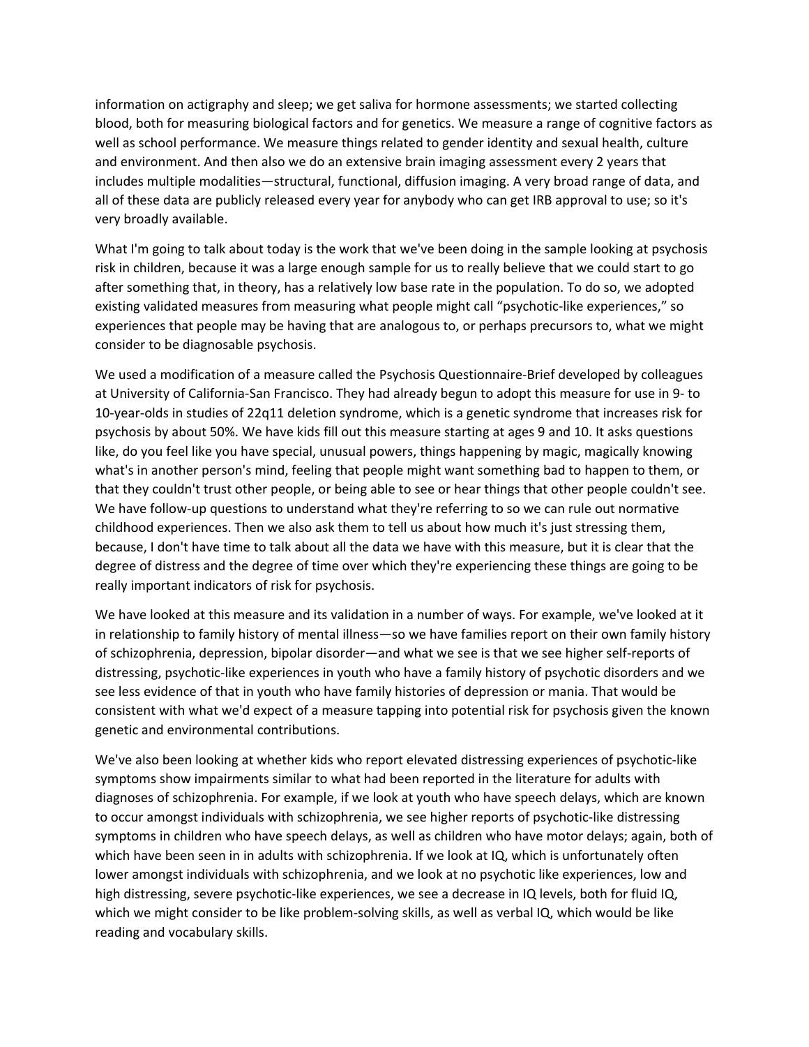information on actigraphy and sleep; we get saliva for hormone assessments; we started collecting blood, both for measuring biological factors and for genetics. We measure a range of cognitive factors as well as school performance. We measure things related to gender identity and sexual health, culture and environment. And then also we do an extensive brain imaging assessment every 2 years that includes multiple modalities—structural, functional, diffusion imaging. A very broad range of data, and all of these data are publicly released every year for anybody who can get IRB approval to use; so it's very broadly available.

What I'm going to talk about today is the work that we've been doing in the sample looking at psychosis risk in children, because it was a large enough sample for us to really believe that we could start to go after something that, in theory, has a relatively low base rate in the population. To do so, we adopted existing validated measures from measuring what people might call "psychotic-like experiences," so experiences that people may be having that are analogous to, or perhaps precursors to, what we might consider to be diagnosable psychosis.

We used a modification of a measure called the Psychosis Questionnaire-Brief developed by colleagues at University of California-San Francisco. They had already begun to adopt this measure for use in 9- to 10-year-olds in studies of 22q11 deletion syndrome, which is a genetic syndrome that increases risk for psychosis by about 50%. We have kids fill out this measure starting at ages 9 and 10. It asks questions like, do you feel like you have special, unusual powers, things happening by magic, magically knowing what's in another person's mind, feeling that people might want something bad to happen to them, or that they couldn't trust other people, or being able to see or hear things that other people couldn't see. We have follow-up questions to understand what they're referring to so we can rule out normative childhood experiences. Then we also ask them to tell us about how much it's just stressing them, because, I don't have time to talk about all the data we have with this measure, but it is clear that the degree of distress and the degree of time over which they're experiencing these things are going to be really important indicators of risk for psychosis.

We have looked at this measure and its validation in a number of ways. For example, we've looked at it in relationship to family history of mental illness—so we have families report on their own family history of schizophrenia, depression, bipolar disorder—and what we see is that we see higher self-reports of distressing, psychotic-like experiences in youth who have a family history of psychotic disorders and we see less evidence of that in youth who have family histories of depression or mania. That would be consistent with what we'd expect of a measure tapping into potential risk for psychosis given the known genetic and environmental contributions.

We've also been looking at whether kids who report elevated distressing experiences of psychotic-like symptoms show impairments similar to what had been reported in the literature for adults with diagnoses of schizophrenia. For example, if we look at youth who have speech delays, which are known to occur amongst individuals with schizophrenia, we see higher reports of psychotic-like distressing symptoms in children who have speech delays, as well as children who have motor delays; again, both of which have been seen in in adults with schizophrenia. If we look at IQ, which is unfortunately often lower amongst individuals with schizophrenia, and we look at no psychotic like experiences, low and high distressing, severe psychotic-like experiences, we see a decrease in IQ levels, both for fluid IQ, which we might consider to be like problem-solving skills, as well as verbal IQ, which would be like reading and vocabulary skills.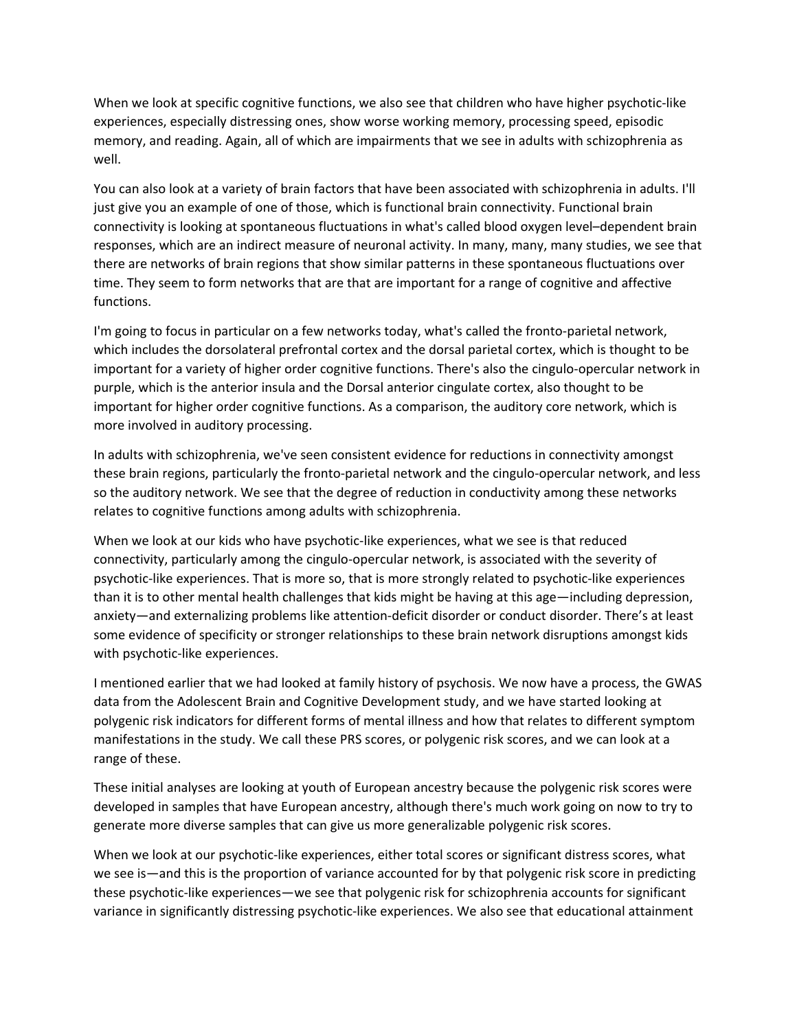When we look at specific cognitive functions, we also see that children who have higher psychotic-like experiences, especially distressing ones, show worse working memory, processing speed, episodic memory, and reading. Again, all of which are impairments that we see in adults with schizophrenia as well.

You can also look at a variety of brain factors that have been associated with schizophrenia in adults. I'll just give you an example of one of those, which is functional brain connectivity. Functional brain connectivity is looking at spontaneous fluctuations in what's called blood oxygen level–dependent brain responses, which are an indirect measure of neuronal activity. In many, many, many studies, we see that there are networks of brain regions that show similar patterns in these spontaneous fluctuations over time. They seem to form networks that are that are important for a range of cognitive and affective functions.

I'm going to focus in particular on a few networks today, what's called the fronto-parietal network, which includes the dorsolateral prefrontal cortex and the dorsal parietal cortex, which is thought to be important for a variety of higher order cognitive functions. There's also the cingulo-opercular network in purple, which is the anterior insula and the Dorsal anterior cingulate cortex, also thought to be important for higher order cognitive functions. As a comparison, the auditory core network, which is more involved in auditory processing.

In adults with schizophrenia, we've seen consistent evidence for reductions in connectivity amongst these brain regions, particularly the fronto-parietal network and the cingulo-opercular network, and less so the auditory network. We see that the degree of reduction in conductivity among these networks relates to cognitive functions among adults with schizophrenia.

When we look at our kids who have psychotic-like experiences, what we see is that reduced connectivity, particularly among the cingulo-opercular network, is associated with the severity of psychotic-like experiences. That is more so, that is more strongly related to psychotic-like experiences than it is to other mental health challenges that kids might be having at this age—including depression, anxiety—and externalizing problems like attention-deficit disorder or conduct disorder. There's at least some evidence of specificity or stronger relationships to these brain network disruptions amongst kids with psychotic-like experiences.

I mentioned earlier that we had looked at family history of psychosis. We now have a process, the GWAS data from the Adolescent Brain and Cognitive Development study, and we have started looking at polygenic risk indicators for different forms of mental illness and how that relates to different symptom manifestations in the study. We call these PRS scores, or polygenic risk scores, and we can look at a range of these.

These initial analyses are looking at youth of European ancestry because the polygenic risk scores were developed in samples that have European ancestry, although there's much work going on now to try to generate more diverse samples that can give us more generalizable polygenic risk scores.

When we look at our psychotic-like experiences, either total scores or significant distress scores, what we see is—and this is the proportion of variance accounted for by that polygenic risk score in predicting these psychotic-like experiences—we see that polygenic risk for schizophrenia accounts for significant variance in significantly distressing psychotic-like experiences. We also see that educational attainment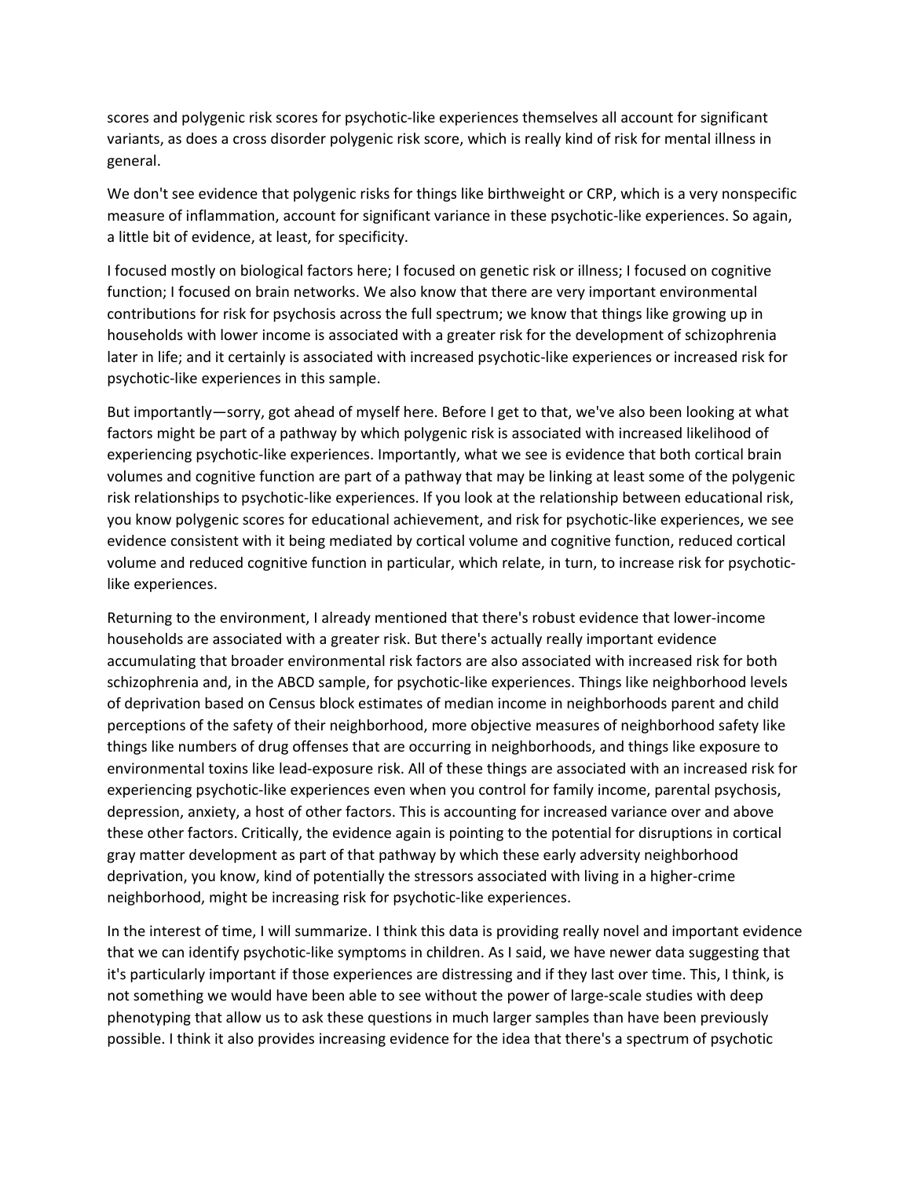scores and polygenic risk scores for psychotic-like experiences themselves all account for significant variants, as does a cross disorder polygenic risk score, which is really kind of risk for mental illness in general.

We don't see evidence that polygenic risks for things like birthweight or CRP, which is a very nonspecific measure of inflammation, account for significant variance in these psychotic-like experiences. So again, a little bit of evidence, at least, for specificity.

I focused mostly on biological factors here; I focused on genetic risk or illness; I focused on cognitive function; I focused on brain networks. We also know that there are very important environmental contributions for risk for psychosis across the full spectrum; we know that things like growing up in households with lower income is associated with a greater risk for the development of schizophrenia later in life; and it certainly is associated with increased psychotic-like experiences or increased risk for psychotic-like experiences in this sample.

But importantly—sorry, got ahead of myself here. Before I get to that, we've also been looking at what factors might be part of a pathway by which polygenic risk is associated with increased likelihood of experiencing psychotic-like experiences. Importantly, what we see is evidence that both cortical brain volumes and cognitive function are part of a pathway that may be linking at least some of the polygenic risk relationships to psychotic-like experiences. If you look at the relationship between educational risk, you know polygenic scores for educational achievement, and risk for psychotic-like experiences, we see evidence consistent with it being mediated by cortical volume and cognitive function, reduced cortical volume and reduced cognitive function in particular, which relate, in turn, to increase risk for psychotic-like experiences.

Returning to the environment, I already mentioned that there's robust evidence that lower-income households are associated with a greater risk. But there's actually really important evidence accumulating that broader environmental risk factors are also associated with increased risk for both schizophrenia and, in the ABCD sample, for psychotic-like experiences. Things like neighborhood levels of deprivation based on Census block estimates of median income in neighborhoods parent and child perceptions of the safety of their neighborhood, more objective measures of neighborhood safety like things like numbers of drug offenses that are occurring in neighborhoods, and things like exposure to environmental toxins like lead-exposure risk. All of these things are associated with an increased risk for experiencing psychotic-like experiences even when you control for family income, parental psychosis, depression, anxiety, a host of other factors. This is accounting for increased variance over and above these other factors. Critically, the evidence again is pointing to the potential for disruptions in cortical gray matter development as part of that pathway by which these early adversity neighborhood deprivation, you know, kind of potentially the stressors associated with living in a higher-crime neighborhood, might be increasing risk for psychotic-like experiences.

In the interest of time, I will summarize. I think this data is providing really novel and important evidence that we can identify psychotic-like symptoms in children. As I said, we have newer data suggesting that it's particularly important if those experiences are distressing and if they last over time. This, I think, is not something we would have been able to see without the power of large-scale studies with deep phenotyping that allow us to ask these questions in much larger samples than have been previously possible. I think it also provides increasing evidence for the idea that there's a spectrum of psychotic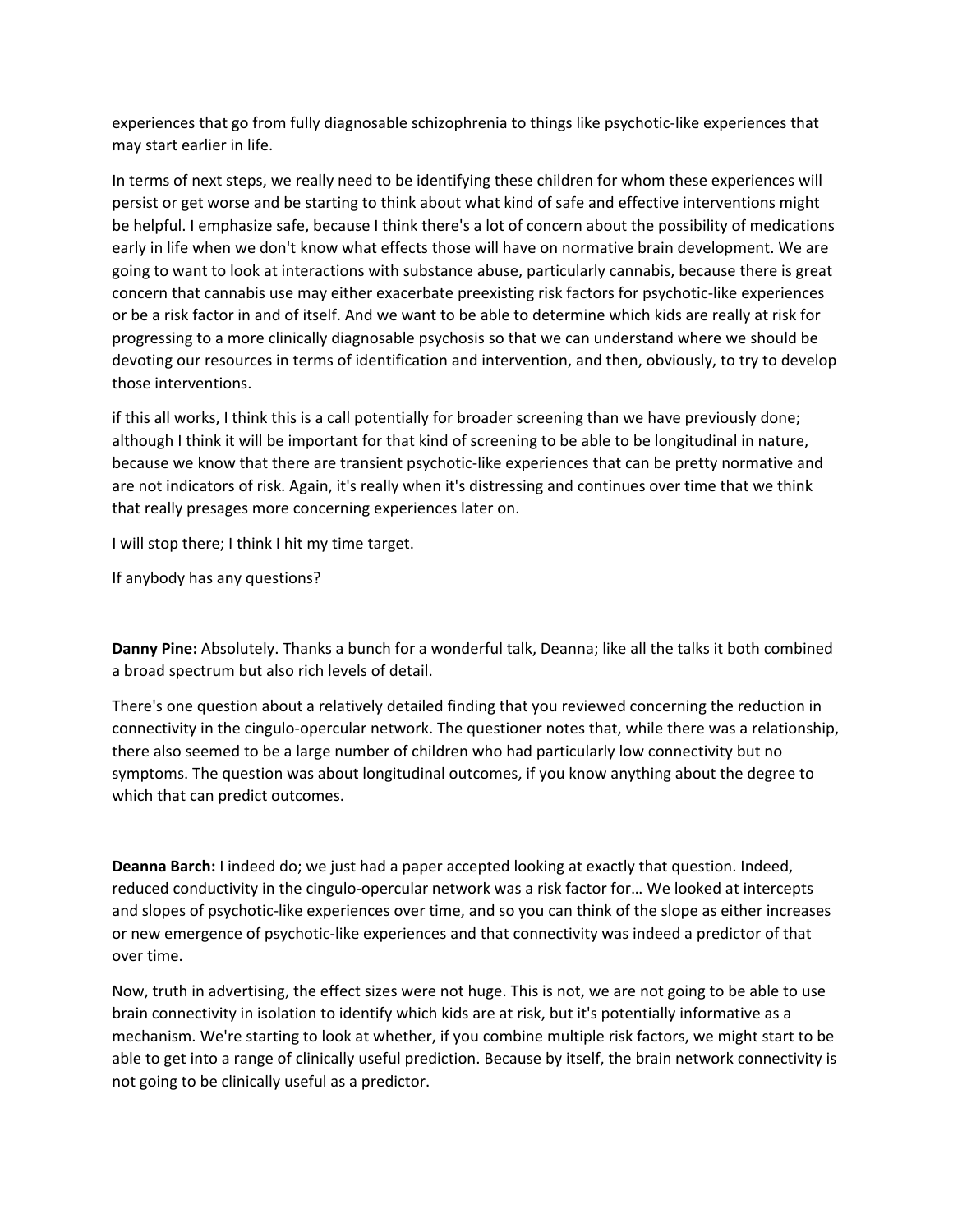experiences that go from fully diagnosable schizophrenia to things like psychotic-like experiences that may start earlier in life.

In terms of next steps, we really need to be identifying these children for whom these experiences will persist or get worse and be starting to think about what kind of safe and effective interventions might be helpful. I emphasize safe, because I think there's a lot of concern about the possibility of medications early in life when we don't know what effects those will have on normative brain development. We are going to want to look at interactions with substance abuse, particularly cannabis, because there is great concern that cannabis use may either exacerbate preexisting risk factors for psychotic-like experiences or be a risk factor in and of itself. And we want to be able to determine which kids are really at risk for progressing to a more clinically diagnosable psychosis so that we can understand where we should be devoting our resources in terms of identification and intervention, and then, obviously, to try to develop those interventions.

if this all works, I think this is a call potentially for broader screening than we have previously done; although I think it will be important for that kind of screening to be able to be longitudinal in nature, because we know that there are transient psychotic-like experiences that can be pretty normative and are not indicators of risk. Again, it's really when it's distressing and continues over time that we think that really presages more concerning experiences later on.

I will stop there; I think I hit my time target.

If anybody has any questions?

**Danny Pine:** Absolutely. Thanks a bunch for a wonderful talk, Deanna; like all the talks it both combined a broad spectrum but also rich levels of detail.

There's one question about a relatively detailed finding that you reviewed concerning the reduction in connectivity in the cingulo-opercular network. The questioner notes that, while there was a relationship, there also seemed to be a large number of children who had particularly low connectivity but no symptoms. The question was about longitudinal outcomes, if you know anything about the degree to which that can predict outcomes.

**Deanna Barch:** I indeed do; we just had a paper accepted looking at exactly that question. Indeed, reduced conductivity in the cingulo-opercular network was a risk factor for… We looked at intercepts and slopes of psychotic-like experiences over time, and so you can think of the slope as either increases or new emergence of psychotic-like experiences and that connectivity was indeed a predictor of that over time.

Now, truth in advertising, the effect sizes were not huge. This is not, we are not going to be able to use brain connectivity in isolation to identify which kids are at risk, but it's potentially informative as a mechanism. We're starting to look at whether, if you combine multiple risk factors, we might start to be able to get into a range of clinically useful prediction. Because by itself, the brain network connectivity is not going to be clinically useful as a predictor.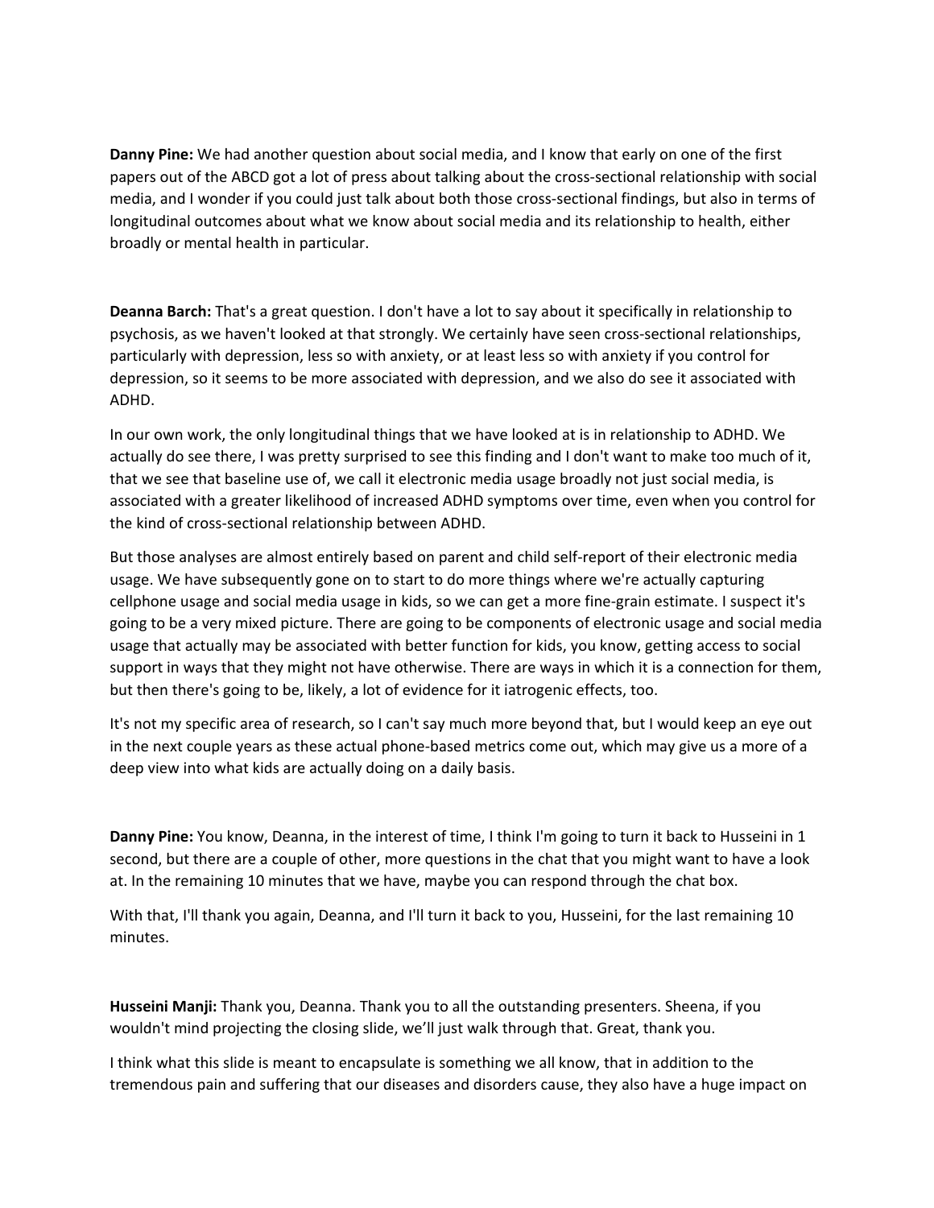**Danny Pine:** We had another question about social media, and I know that early on one of the first papers out of the ABCD got a lot of press about talking about the cross-sectional relationship with social media, and I wonder if you could just talk about both those cross-sectional findings, but also in terms of longitudinal outcomes about what we know about social media and its relationship to health, either broadly or mental health in particular.

**Deanna Barch:** That's a great question. I don't have a lot to say about it specifically in relationship to psychosis, as we haven't looked at that strongly. We certainly have seen cross-sectional relationships, particularly with depression, less so with anxiety, or at least less so with anxiety if you control for depression, so it seems to be more associated with depression, and we also do see it associated with ADHD.

In our own work, the only longitudinal things that we have looked at is in relationship to ADHD. We actually do see there, I was pretty surprised to see this finding and I don't want to make too much of it, that we see that baseline use of, we call it electronic media usage broadly not just social media, is associated with a greater likelihood of increased ADHD symptoms over time, even when you control for the kind of cross-sectional relationship between ADHD.

But those analyses are almost entirely based on parent and child self-report of their electronic media usage. We have subsequently gone on to start to do more things where we're actually capturing cellphone usage and social media usage in kids, so we can get a more fine-grain estimate. I suspect it's going to be a very mixed picture. There are going to be components of electronic usage and social media usage that actually may be associated with better function for kids, you know, getting access to social support in ways that they might not have otherwise. There are ways in which it is a connection for them, but then there's going to be, likely, a lot of evidence for it iatrogenic effects, too.

It's not my specific area of research, so I can't say much more beyond that, but I would keep an eye out in the next couple years as these actual phone-based metrics come out, which may give us a more of a deep view into what kids are actually doing on a daily basis.

**Danny Pine:** You know, Deanna, in the interest of time, I think I'm going to turn it back to Husseini in 1 second, but there are a couple of other, more questions in the chat that you might want to have a look at. In the remaining 10 minutes that we have, maybe you can respond through the chat box.

With that, I'll thank you again, Deanna, and I'll turn it back to you, Husseini, for the last remaining 10 minutes.

**Husseini Manji:** Thank you, Deanna. Thank you to all the outstanding presenters. Sheena, if you wouldn't mind projecting the closing slide, we'll just walk through that. Great, thank you.

I think what this slide is meant to encapsulate is something we all know, that in addition to the tremendous pain and suffering that our diseases and disorders cause, they also have a huge impact on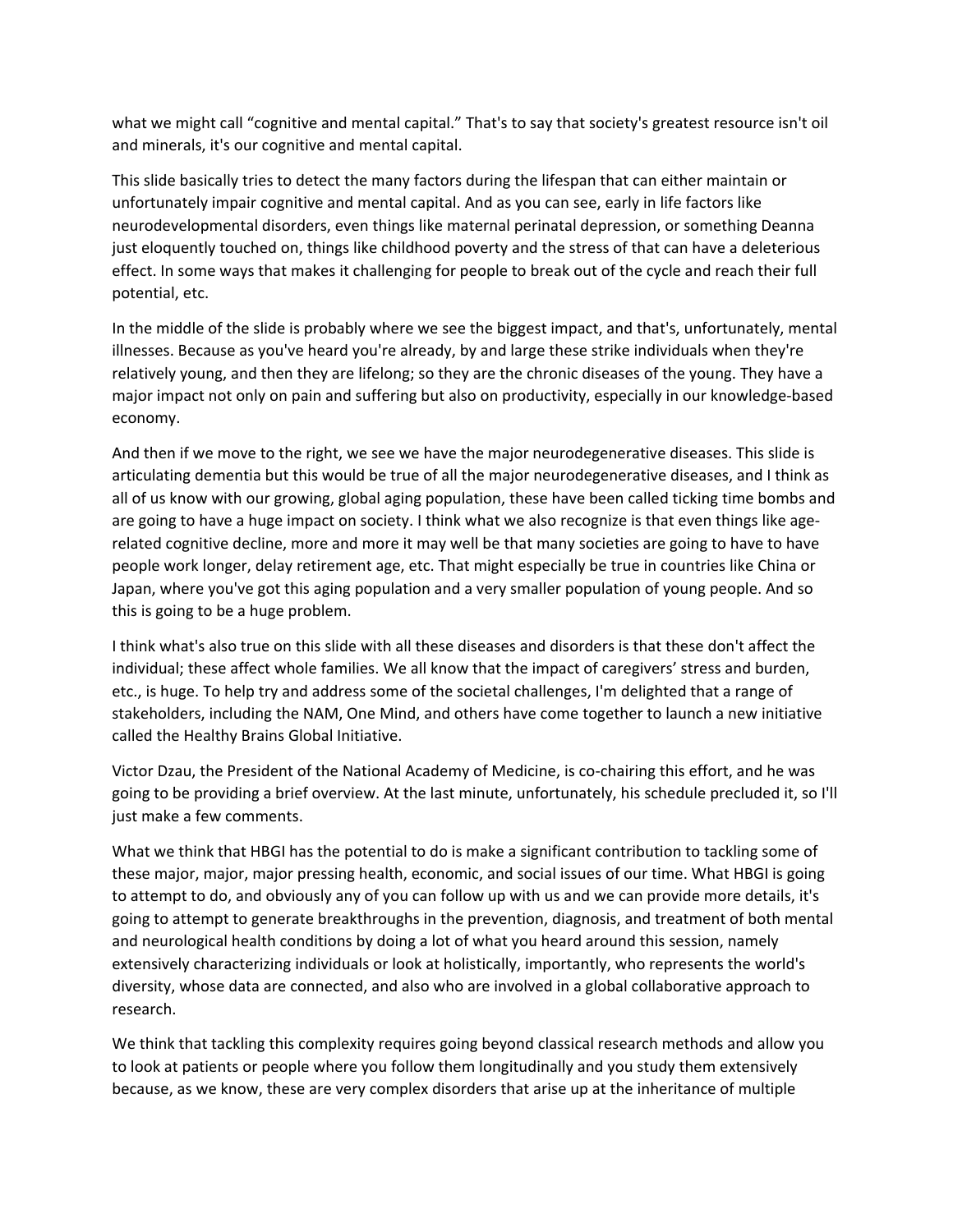what we might call "cognitive and mental capital." That's to say that society's greatest resource isn't oil and minerals, it's our cognitive and mental capital.

This slide basically tries to detect the many factors during the lifespan that can either maintain or unfortunately impair cognitive and mental capital. And as you can see, early in life factors like neurodevelopmental disorders, even things like maternal perinatal depression, or something Deanna just eloquently touched on, things like childhood poverty and the stress of that can have a deleterious effect. In some ways that makes it challenging for people to break out of the cycle and reach their full potential, etc.

In the middle of the slide is probably where we see the biggest impact, and that's, unfortunately, mental illnesses. Because as you've heard you're already, by and large these strike individuals when they're relatively young, and then they are lifelong; so they are the chronic diseases of the young. They have a major impact not only on pain and suffering but also on productivity, especially in our knowledge-based economy.

And then if we move to the right, we see we have the major neurodegenerative diseases. This slide is articulating dementia but this would be true of all the major neurodegenerative diseases, and I think as all of us know with our growing, global aging population, these have been called ticking time bombs and are going to have a huge impact on society. I think what we also recognize is that even things like age-related cognitive decline, more and more it may well be that many societies are going to have to have people work longer, delay retirement age, etc. That might especially be true in countries like China or Japan, where you've got this aging population and a very smaller population of young people. And so this is going to be a huge problem.

I think what's also true on this slide with all these diseases and disorders is that these don't affect the individual; these affect whole families. We all know that the impact of caregivers' stress and burden, etc., is huge. To help try and address some of the societal challenges, I'm delighted that a range of stakeholders, including the NAM, One Mind, and others have come together to launch a new initiative called the Healthy Brains Global Initiative.

Victor Dzau, the President of the National Academy of Medicine, is co-chairing this effort, and he was going to be providing a brief overview. At the last minute, unfortunately, his schedule precluded it, so I'll just make a few comments.

What we think that HBGI has the potential to do is make a significant contribution to tackling some of these major, major, major pressing health, economic, and social issues of our time. What HBGI is going to attempt to do, and obviously any of you can follow up with us and we can provide more details, it's going to attempt to generate breakthroughs in the prevention, diagnosis, and treatment of both mental and neurological health conditions by doing a lot of what you heard around this session, namely extensively characterizing individuals or look at holistically, importantly, who represents the world's diversity, whose data are connected, and also who are involved in a global collaborative approach to research.

We think that tackling this complexity requires going beyond classical research methods and allow you to look at patients or people where you follow them longitudinally and you study them extensively because, as we know, these are very complex disorders that arise up at the inheritance of multiple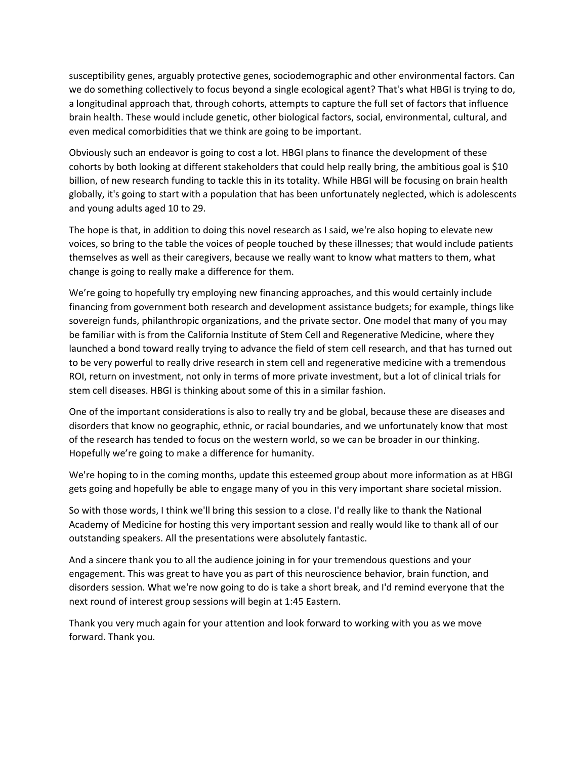susceptibility genes, arguably protective genes, sociodemographic and other environmental factors. Can we do something collectively to focus beyond a single ecological agent? That's what HBGI is trying to do, a longitudinal approach that, through cohorts, attempts to capture the full set of factors that influence brain health. These would include genetic, other biological factors, social, environmental, cultural, and even medical comorbidities that we think are going to be important.

Obviously such an endeavor is going to cost a lot. HBGI plans to finance the development of these cohorts by both looking at different stakeholders that could help really bring, the ambitious goal is $10 billion, of new research funding to tackle this in its totality. While HBGI will be focusing on brain health globally, it's going to start with a population that has been unfortunately neglected, which is adolescents and young adults aged 10 to 29.

The hope is that, in addition to doing this novel research as I said, we're also hoping to elevate new voices, so bring to the table the voices of people touched by these illnesses; that would include patients themselves as well as their caregivers, because we really want to know what matters to them, what change is going to really make a difference for them.

We're going to hopefully try employing new financing approaches, and this would certainly include financing from government both research and development assistance budgets; for example, things like sovereign funds, philanthropic organizations, and the private sector. One model that many of you may be familiar with is from the California Institute of Stem Cell and Regenerative Medicine, where they launched a bond toward really trying to advance the field of stem cell research, and that has turned out to be very powerful to really drive research in stem cell and regenerative medicine with a tremendous ROI, return on investment, not only in terms of more private investment, but a lot of clinical trials for stem cell diseases. HBGI is thinking about some of this in a similar fashion.

One of the important considerations is also to really try and be global, because these are diseases and disorders that know no geographic, ethnic, or racial boundaries, and we unfortunately know that most of the research has tended to focus on the western world, so we can be broader in our thinking. Hopefully we're going to make a difference for humanity.

We're hoping to in the coming months, update this esteemed group about more information as at HBGI gets going and hopefully be able to engage many of you in this very important share societal mission.

So with those words, I think we'll bring this session to a close. I'd really like to thank the National Academy of Medicine for hosting this very important session and really would like to thank all of our outstanding speakers. All the presentations were absolutely fantastic.

And a sincere thank you to all the audience joining in for your tremendous questions and your engagement. This was great to have you as part of this neuroscience behavior, brain function, and disorders session. What we're now going to do is take a short break, and I'd remind everyone that the next round of interest group sessions will begin at 1:45 Eastern.

Thank you very much again for your attention and look forward to working with you as we move forward. Thank you.